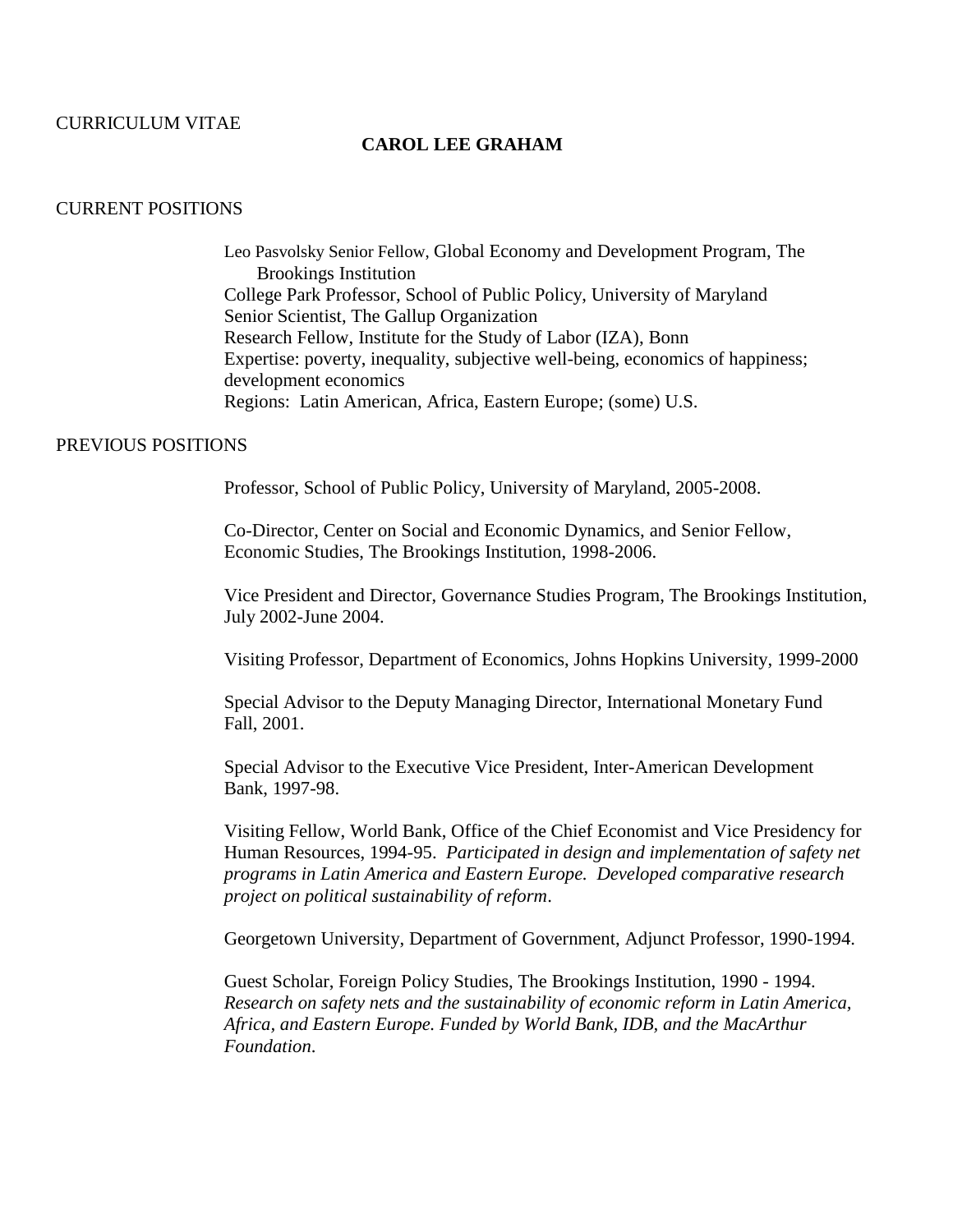CURRICULUM VITAE

# CAROL LEE GRAHAM

## CURRENT POSITIONS

Leo Pasvolsky Senior Fellow, Global Economy and Development Program, The Brookings Institution
College Park Professor, School of Public Policy, University of Maryland
Senior Scientist, The Gallup Organization
Research Fellow, Institute for the Study of Labor (IZA), Bonn
Expertise: poverty, inequality, subjective well-being, economics of happiness; development economics
Regions: Latin American, Africa, Eastern Europe; (some) U.S.

## PREVIOUS POSITIONS

Professor, School of Public Policy, University of Maryland, 2005-2008.

Co-Director, Center on Social and Economic Dynamics, and Senior Fellow, Economic Studies, The Brookings Institution, 1998-2006.

Vice President and Director, Governance Studies Program, The Brookings Institution, July 2002-June 2004.

Visiting Professor, Department of Economics, Johns Hopkins University, 1999-2000

Special Advisor to the Deputy Managing Director, International Monetary Fund Fall, 2001.

Special Advisor to the Executive Vice President, Inter-American Development Bank, 1997-98.

Visiting Fellow, World Bank, Office of the Chief Economist and Vice Presidency for Human Resources, 1994-95. *Participated in design and implementation of safety net programs in Latin America and Eastern Europe. Developed comparative research project on political sustainability of reform*.

Georgetown University, Department of Government, Adjunct Professor, 1990-1994.

Guest Scholar, Foreign Policy Studies, The Brookings Institution, 1990 - 1994. *Research on safety nets and the sustainability of economic reform in Latin America, Africa, and Eastern Europe. Funded by World Bank, IDB, and the MacArthur Foundation*.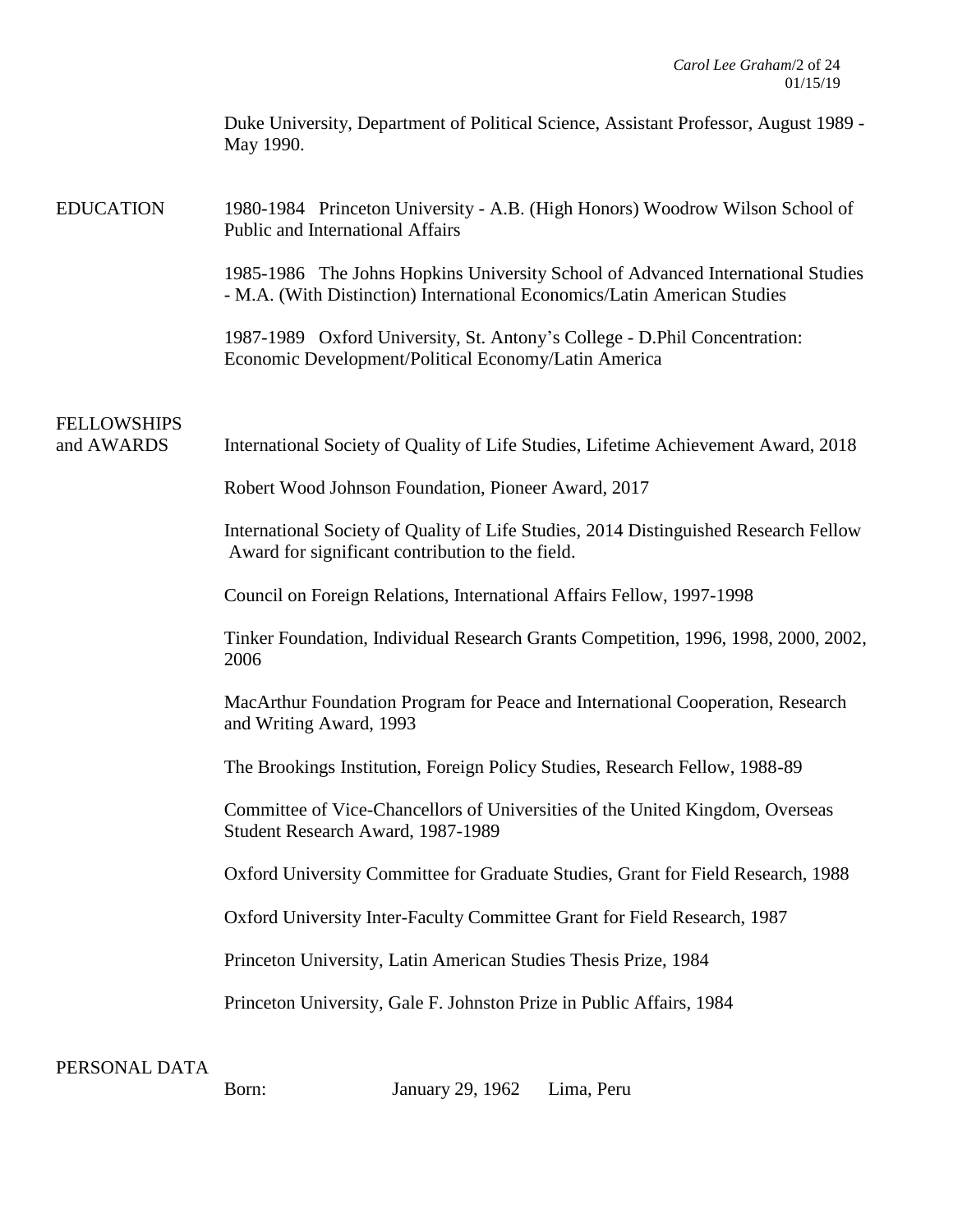Duke University, Department of Political Science, Assistant Professor, August 1989 - May 1990.

## EDUCATION

1980-1984 Princeton University - A.B. (High Honors) Woodrow Wilson School of Public and International Affairs

1985-1986 The Johns Hopkins University School of Advanced International Studies - M.A. (With Distinction) International Economics/Latin American Studies

1987-1989 Oxford University, St. Antony's College - D.Phil Concentration: Economic Development/Political Economy/Latin America

## FELLOWSHIPS and AWARDS

International Society of Quality of Life Studies, Lifetime Achievement Award, 2018

Robert Wood Johnson Foundation, Pioneer Award, 2017

International Society of Quality of Life Studies, 2014 Distinguished Research Fellow Award for significant contribution to the field.

Council on Foreign Relations, International Affairs Fellow, 1997-1998

Tinker Foundation, Individual Research Grants Competition, 1996, 1998, 2000, 2002, 2006

MacArthur Foundation Program for Peace and International Cooperation, Research and Writing Award, 1993

The Brookings Institution, Foreign Policy Studies, Research Fellow, 1988-89

Committee of Vice-Chancellors of Universities of the United Kingdom, Overseas Student Research Award, 1987-1989

Oxford University Committee for Graduate Studies, Grant for Field Research, 1988

Oxford University Inter-Faculty Committee Grant for Field Research, 1987

Princeton University, Latin American Studies Thesis Prize, 1984

Princeton University, Gale F. Johnston Prize in Public Affairs, 1984

## PERSONAL DATA

Born: January 29, 1962 Lima, Peru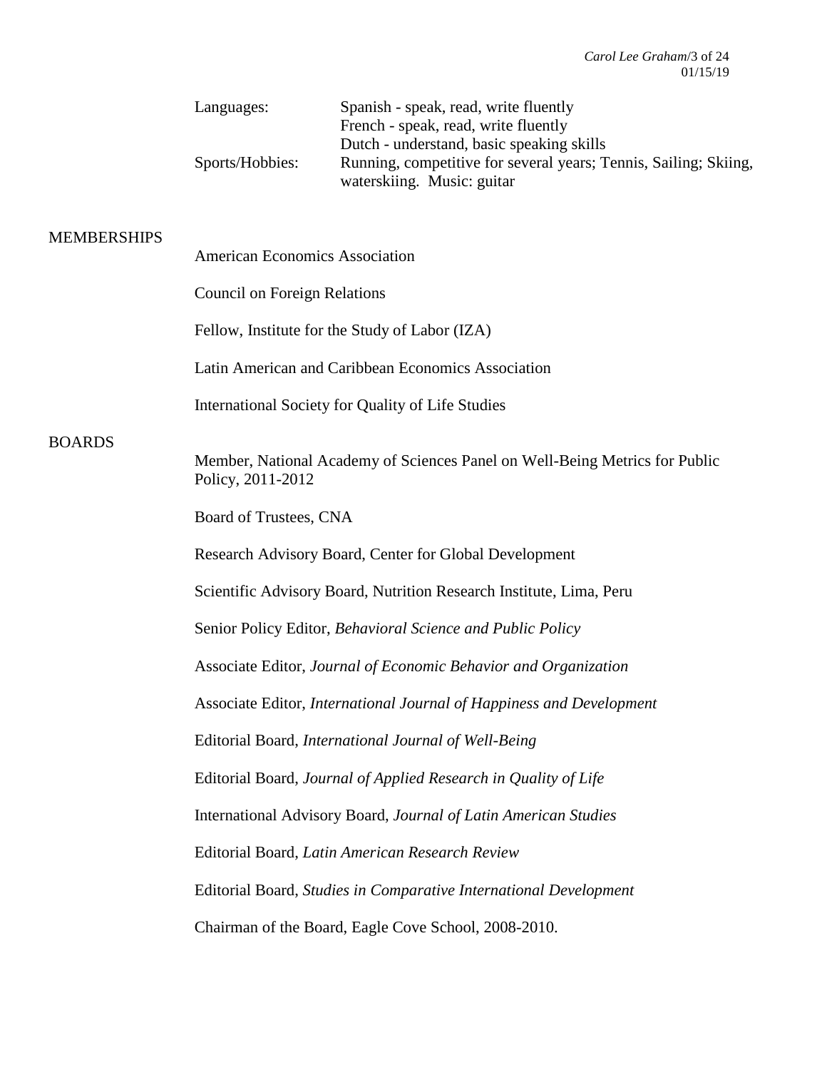| | |
|---|---|
| Languages: | Spanish - speak, read, write fluently<br>French - speak, read, write fluently<br>Dutch - understand, basic speaking skills |
| Sports/Hobbies: | Running, competitive for several years; Tennis, Sailing; Skiing, waterskiing. Music: guitar |

## MEMBERSHIPS

American Economics Association

Council on Foreign Relations

Fellow, Institute for the Study of Labor (IZA)

Latin American and Caribbean Economics Association

International Society for Quality of Life Studies

## BOARDS

Member, National Academy of Sciences Panel on Well-Being Metrics for Public Policy, 2011-2012

Board of Trustees, CNA

Research Advisory Board, Center for Global Development

Scientific Advisory Board, Nutrition Research Institute, Lima, Peru

Senior Policy Editor, *Behavioral Science and Public Policy*

Associate Editor, *Journal of Economic Behavior and Organization*

Associate Editor, *International Journal of Happiness and Development*

Editorial Board, *International Journal of Well-Being*

Editorial Board, *Journal of Applied Research in Quality of Life*

International Advisory Board, *Journal of Latin American Studies*

Editorial Board, *Latin American Research Review*

Editorial Board, *Studies in Comparative International Development*

Chairman of the Board, Eagle Cove School, 2008-2010.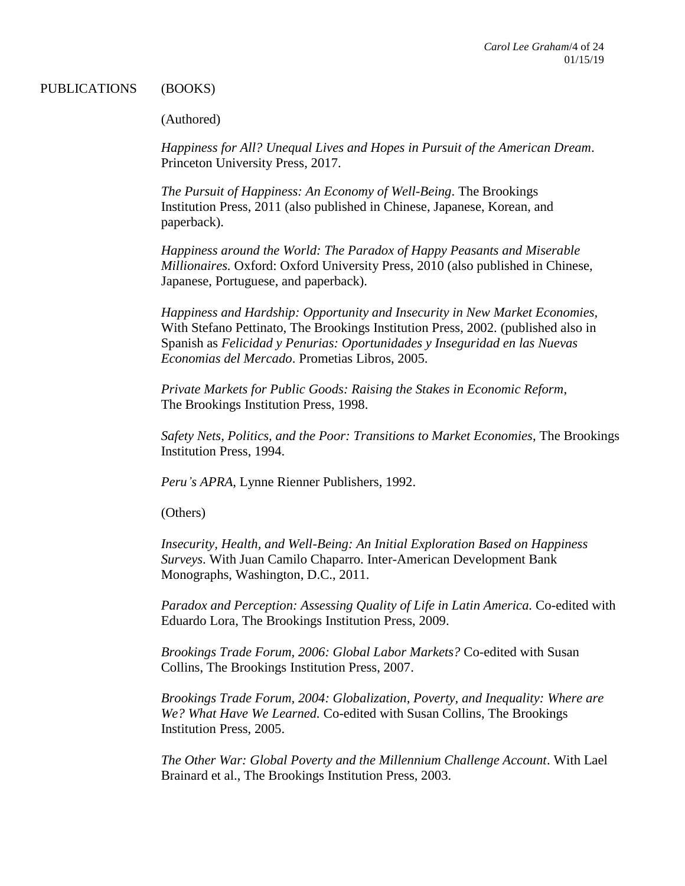## PUBLICATIONS (BOOKS)

(Authored)

*Happiness for All? Unequal Lives and Hopes in Pursuit of the American Dream*. Princeton University Press, 2017.

*The Pursuit of Happiness: An Economy of Well-Being*. The Brookings Institution Press, 2011 (also published in Chinese, Japanese, Korean, and paperback).

*Happiness around the World: The Paradox of Happy Peasants and Miserable Millionaires.* Oxford: Oxford University Press, 2010 (also published in Chinese, Japanese, Portuguese, and paperback).

*Happiness and Hardship: Opportunity and Insecurity in New Market Economies*, With Stefano Pettinato, The Brookings Institution Press, 2002. (published also in Spanish as *Felicidad y Penurias: Oportunidades y Inseguridad en las Nuevas Economias del Mercado*. Prometias Libros, 2005.

*Private Markets for Public Goods: Raising the Stakes in Economic Reform*, The Brookings Institution Press, 1998.

*Safety Nets, Politics, and the Poor: Transitions to Market Economies*, The Brookings Institution Press, 1994.

*Peru's APRA*, Lynne Rienner Publishers, 1992.

(Others)

*Insecurity, Health, and Well-Being: An Initial Exploration Based on Happiness Surveys*. With Juan Camilo Chaparro. Inter-American Development Bank Monographs, Washington, D.C., 2011.

*Paradox and Perception: Assessing Quality of Life in Latin America.* Co-edited with Eduardo Lora, The Brookings Institution Press, 2009.

*Brookings Trade Forum, 2006: Global Labor Markets?* Co-edited with Susan Collins, The Brookings Institution Press, 2007.

*Brookings Trade Forum, 2004: Globalization, Poverty, and Inequality: Where are We? What Have We Learned.* Co-edited with Susan Collins, The Brookings Institution Press, 2005.

*The Other War: Global Poverty and the Millennium Challenge Account*. With Lael Brainard et al., The Brookings Institution Press, 2003.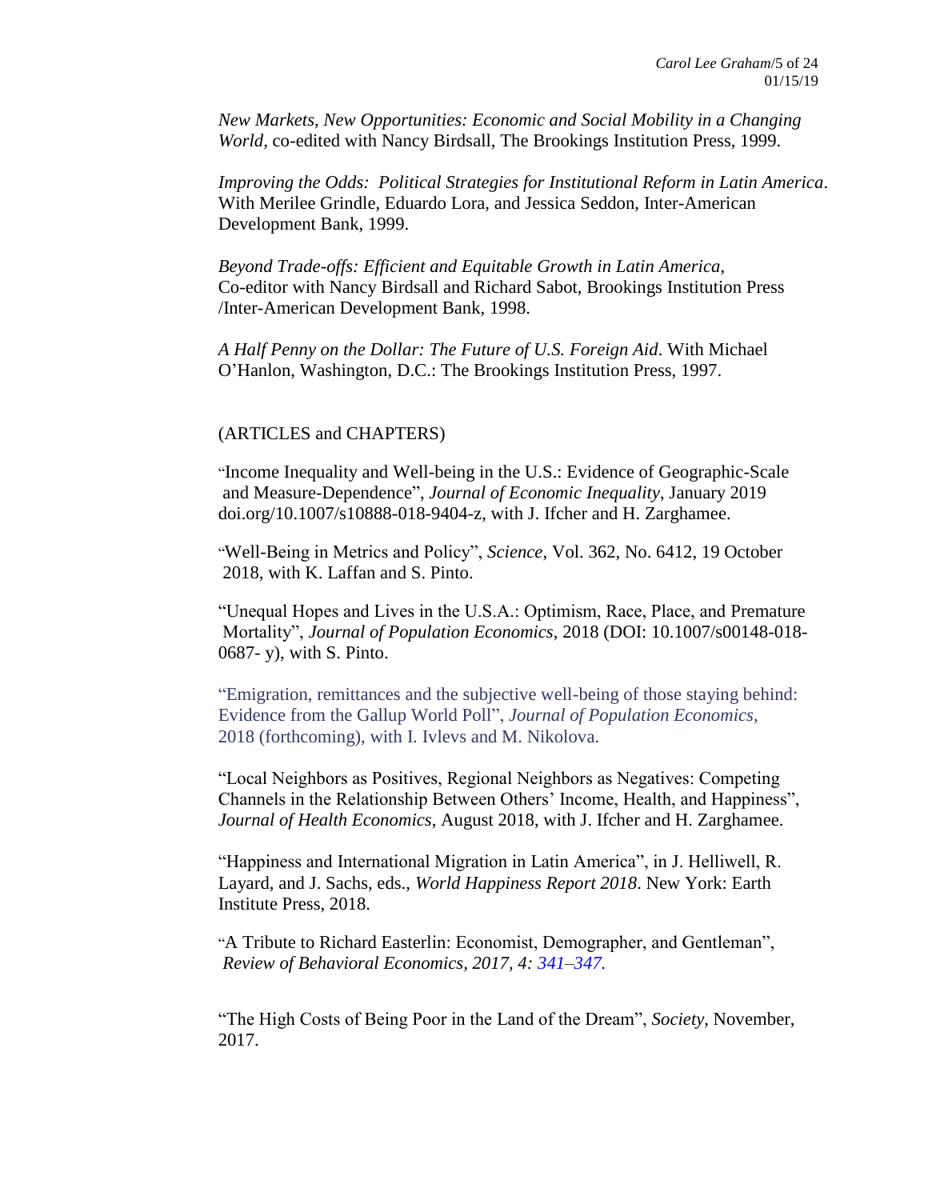*New Markets, New Opportunities: Economic and Social Mobility in a Changing World*, co-edited with Nancy Birdsall, The Brookings Institution Press, 1999.

*Improving the Odds: Political Strategies for Institutional Reform in Latin America*. With Merilee Grindle, Eduardo Lora, and Jessica Seddon, Inter-American Development Bank, 1999.

*Beyond Trade-offs: Efficient and Equitable Growth in Latin America*, Co-editor with Nancy Birdsall and Richard Sabot, Brookings Institution Press /Inter-American Development Bank, 1998.

*A Half Penny on the Dollar: The Future of U.S. Foreign Aid*. With Michael O'Hanlon, Washington, D.C.: The Brookings Institution Press, 1997.

(ARTICLES and CHAPTERS)

"Income Inequality and Well-being in the U.S.: Evidence of Geographic-Scale and Measure-Dependence", *Journal of Economic Inequality*, January 2019 doi.org/10.1007/s10888-018-9404-z, with J. Ifcher and H. Zarghamee.

"Well-Being in Metrics and Policy", *Science*, Vol. 362, No. 6412, 19 October 2018, with K. Laffan and S. Pinto.

"Unequal Hopes and Lives in the U.S.A.: Optimism, Race, Place, and Premature Mortality", *Journal of Population Economics*, 2018 (DOI: 10.1007/s00148-018-0687- y), with S. Pinto.

"Emigration, remittances and the subjective well-being of those staying behind: Evidence from the Gallup World Poll", *Journal of Population Economics*, 2018 (forthcoming), with I. Ivlevs and M. Nikolova.

"Local Neighbors as Positives, Regional Neighbors as Negatives: Competing Channels in the Relationship Between Others' Income, Health, and Happiness", *Journal of Health Economics*, August 2018, with J. Ifcher and H. Zarghamee.

"Happiness and International Migration in Latin America", in J. Helliwell, R. Layard, and J. Sachs, eds., *World Happiness Report 2018*. New York: Earth Institute Press, 2018.

"A Tribute to Richard Easterlin: Economist, Demographer, and Gentleman", *Review of Behavioral Economics, 2017, 4: 341–347.*

"The High Costs of Being Poor in the Land of the Dream", *Society*, November, 2017.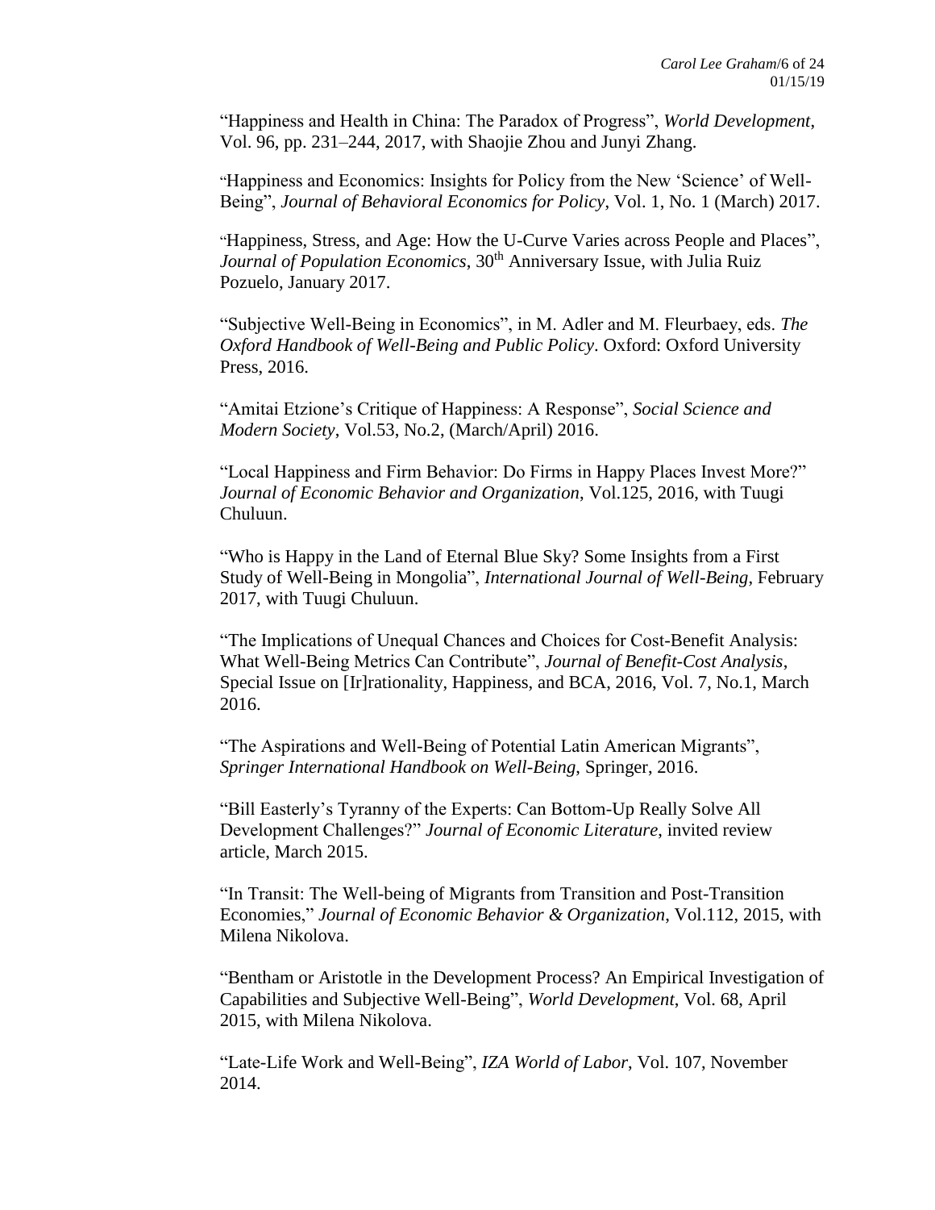"Happiness and Health in China: The Paradox of Progress", *World Development*, Vol. 96, pp. 231–244, 2017, with Shaojie Zhou and Junyi Zhang.

"Happiness and Economics: Insights for Policy from the New 'Science' of Well-Being", *Journal of Behavioral Economics for Policy*, Vol. 1, No. 1 (March) 2017.

"Happiness, Stress, and Age: How the U-Curve Varies across People and Places", *Journal of Population Economics*, 30th Anniversary Issue, with Julia Ruiz Pozuelo, January 2017.

"Subjective Well-Being in Economics", in M. Adler and M. Fleurbaey, eds. *The Oxford Handbook of Well-Being and Public Policy*. Oxford: Oxford University Press, 2016.

"Amitai Etzione's Critique of Happiness: A Response", *Social Science and Modern Society*, Vol.53, No.2, (March/April) 2016.

"Local Happiness and Firm Behavior: Do Firms in Happy Places Invest More?" *Journal of Economic Behavior and Organization*, Vol.125, 2016, with Tuugi Chuluun.

"Who is Happy in the Land of Eternal Blue Sky? Some Insights from a First Study of Well-Being in Mongolia", *International Journal of Well-Being*, February 2017, with Tuugi Chuluun.

"The Implications of Unequal Chances and Choices for Cost-Benefit Analysis: What Well-Being Metrics Can Contribute", *Journal of Benefit-Cost Analysis*, Special Issue on [Ir]rationality, Happiness, and BCA, 2016, Vol. 7, No.1, March 2016.

"The Aspirations and Well-Being of Potential Latin American Migrants", *Springer International Handbook on Well-Being*, Springer, 2016.

"Bill Easterly's Tyranny of the Experts: Can Bottom-Up Really Solve All Development Challenges?" *Journal of Economic Literature*, invited review article, March 2015.

"In Transit: The Well-being of Migrants from Transition and Post-Transition Economies," *Journal of Economic Behavior & Organization*, Vol.112, 2015, with Milena Nikolova.

"Bentham or Aristotle in the Development Process? An Empirical Investigation of Capabilities and Subjective Well-Being", *World Development*, Vol. 68, April 2015, with Milena Nikolova.

"Late-Life Work and Well-Being", *IZA World of Labor*, Vol. 107, November 2014.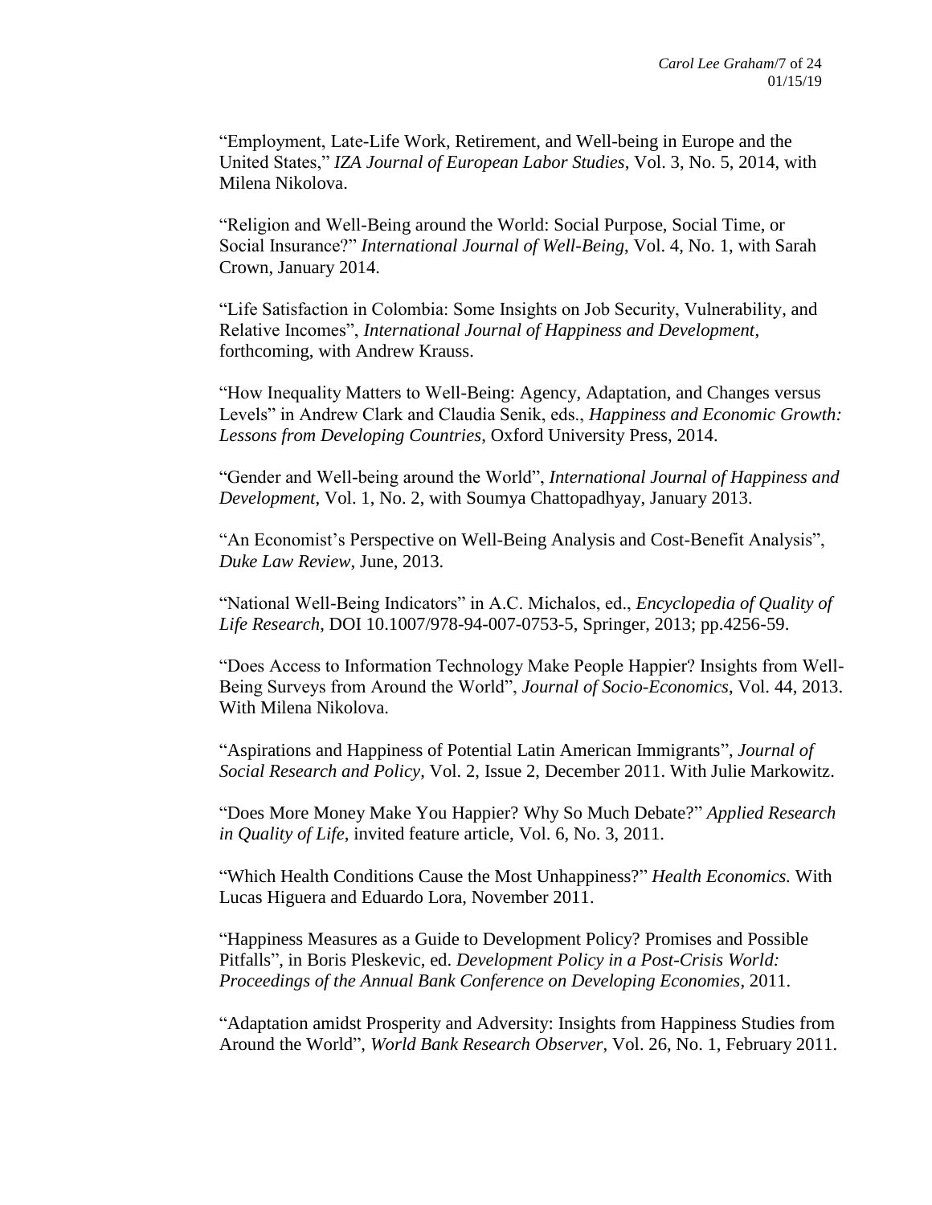"Employment, Late-Life Work, Retirement, and Well-being in Europe and the United States," *IZA Journal of European Labor Studies*, Vol. 3, No. 5, 2014, with Milena Nikolova.

"Religion and Well-Being around the World: Social Purpose, Social Time, or Social Insurance?" *International Journal of Well-Being*, Vol. 4, No. 1, with Sarah Crown, January 2014.

"Life Satisfaction in Colombia: Some Insights on Job Security, Vulnerability, and Relative Incomes", *International Journal of Happiness and Development*, forthcoming, with Andrew Krauss.

"How Inequality Matters to Well-Being: Agency, Adaptation, and Changes versus Levels" in Andrew Clark and Claudia Senik, eds., *Happiness and Economic Growth: Lessons from Developing Countries*, Oxford University Press, 2014.

"Gender and Well-being around the World", *International Journal of Happiness and Development*, Vol. 1, No. 2, with Soumya Chattopadhyay, January 2013.

"An Economist's Perspective on Well-Being Analysis and Cost-Benefit Analysis", *Duke Law Review*, June, 2013.

"National Well-Being Indicators" in A.C. Michalos, ed., *Encyclopedia of Quality of Life Research*, DOI 10.1007/978-94-007-0753-5, Springer, 2013; pp.4256-59.

"Does Access to Information Technology Make People Happier? Insights from Well-Being Surveys from Around the World", *Journal of Socio-Economics*, Vol. 44, 2013. With Milena Nikolova.

"Aspirations and Happiness of Potential Latin American Immigrants", *Journal of Social Research and Policy*, Vol. 2, Issue 2, December 2011. With Julie Markowitz.

"Does More Money Make You Happier? Why So Much Debate?" *Applied Research in Quality of Life*, invited feature article, Vol. 6, No. 3, 2011.

"Which Health Conditions Cause the Most Unhappiness?" *Health Economics.* With Lucas Higuera and Eduardo Lora, November 2011.

"Happiness Measures as a Guide to Development Policy? Promises and Possible Pitfalls", in Boris Pleskevic, ed. *Development Policy in a Post-Crisis World: Proceedings of the Annual Bank Conference on Developing Economies*, 2011.

"Adaptation amidst Prosperity and Adversity: Insights from Happiness Studies from Around the World", *World Bank Research Observer*, Vol. 26, No. 1, February 2011.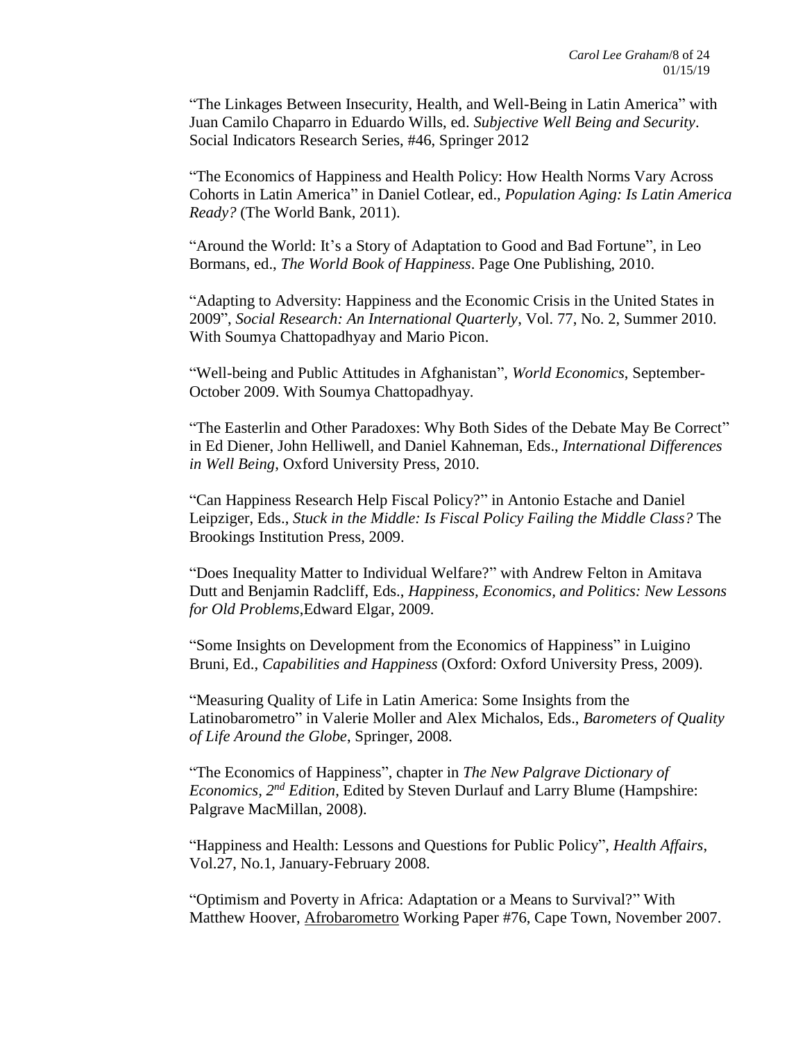"The Linkages Between Insecurity, Health, and Well-Being in Latin America" with Juan Camilo Chaparro in Eduardo Wills, ed. *Subjective Well Being and Security*. Social Indicators Research Series, #46, Springer 2012

"The Economics of Happiness and Health Policy: How Health Norms Vary Across Cohorts in Latin America" in Daniel Cotlear, ed., *Population Aging: Is Latin America Ready?* (The World Bank, 2011).

"Around the World: It's a Story of Adaptation to Good and Bad Fortune", in Leo Bormans, ed., *The World Book of Happiness*. Page One Publishing, 2010.

"Adapting to Adversity: Happiness and the Economic Crisis in the United States in 2009", *Social Research: An International Quarterly*, Vol. 77, No. 2, Summer 2010. With Soumya Chattopadhyay and Mario Picon.

"Well-being and Public Attitudes in Afghanistan", *World Economics*, September-October 2009. With Soumya Chattopadhyay.

"The Easterlin and Other Paradoxes: Why Both Sides of the Debate May Be Correct" in Ed Diener, John Helliwell, and Daniel Kahneman, Eds., *International Differences in Well Being*, Oxford University Press, 2010.

"Can Happiness Research Help Fiscal Policy?" in Antonio Estache and Daniel Leipziger, Eds., *Stuck in the Middle: Is Fiscal Policy Failing the Middle Class?* The Brookings Institution Press, 2009.

"Does Inequality Matter to Individual Welfare?" with Andrew Felton in Amitava Dutt and Benjamin Radcliff, Eds., *Happiness, Economics, and Politics: New Lessons for Old Problems*,Edward Elgar, 2009.

"Some Insights on Development from the Economics of Happiness" in Luigino Bruni, Ed., *Capabilities and Happiness* (Oxford: Oxford University Press, 2009).

"Measuring Quality of Life in Latin America: Some Insights from the Latinobarometro" in Valerie Moller and Alex Michalos, Eds., *Barometers of Quality of Life Around the Globe*, Springer, 2008.

"The Economics of Happiness", chapter in *The New Palgrave Dictionary of Economics, 2nd Edition*, Edited by Steven Durlauf and Larry Blume (Hampshire: Palgrave MacMillan, 2008).

"Happiness and Health: Lessons and Questions for Public Policy", *Health Affairs*, Vol.27, No.1, January-February 2008.

"Optimism and Poverty in Africa: Adaptation or a Means to Survival?" With Matthew Hoover, Afrobarometro Working Paper #76, Cape Town, November 2007.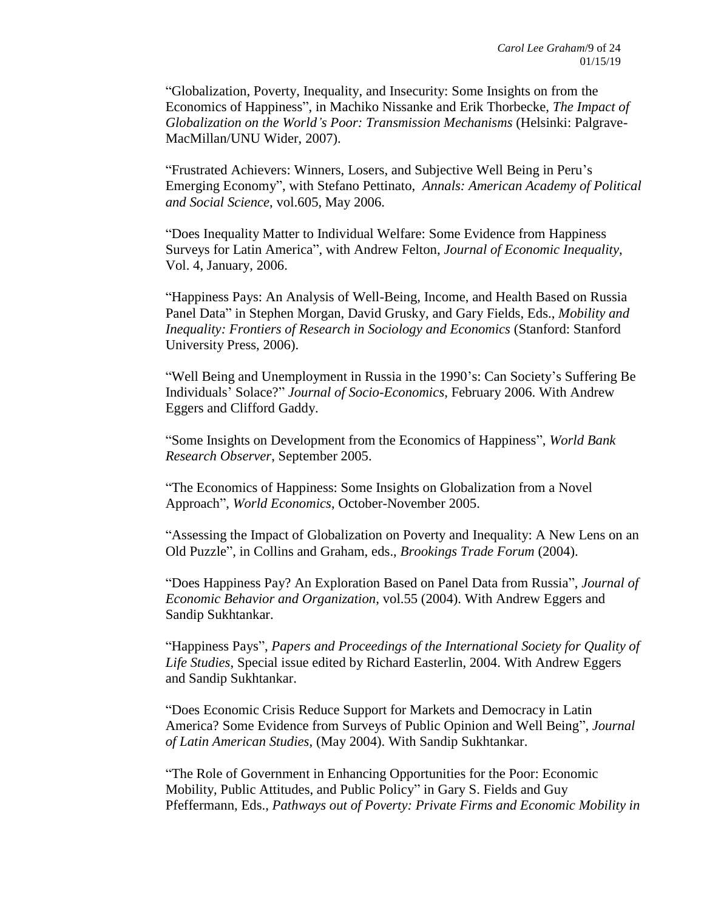"Globalization, Poverty, Inequality, and Insecurity: Some Insights on from the Economics of Happiness", in Machiko Nissanke and Erik Thorbecke, *The Impact of Globalization on the World's Poor: Transmission Mechanisms* (Helsinki: Palgrave-MacMillan/UNU Wider, 2007).

"Frustrated Achievers: Winners, Losers, and Subjective Well Being in Peru's Emerging Economy", with Stefano Pettinato, *Annals: American Academy of Political and Social Science*, vol.605, May 2006.

"Does Inequality Matter to Individual Welfare: Some Evidence from Happiness Surveys for Latin America", with Andrew Felton, *Journal of Economic Inequality*, Vol. 4, January, 2006.

"Happiness Pays: An Analysis of Well-Being, Income, and Health Based on Russia Panel Data" in Stephen Morgan, David Grusky, and Gary Fields, Eds., *Mobility and Inequality: Frontiers of Research in Sociology and Economics* (Stanford: Stanford University Press, 2006).

"Well Being and Unemployment in Russia in the 1990's: Can Society's Suffering Be Individuals' Solace?" *Journal of Socio-Economics*, February 2006. With Andrew Eggers and Clifford Gaddy.

"Some Insights on Development from the Economics of Happiness", *World Bank Research Observer*, September 2005.

"The Economics of Happiness: Some Insights on Globalization from a Novel Approach", *World Economics*, October-November 2005.

"Assessing the Impact of Globalization on Poverty and Inequality: A New Lens on an Old Puzzle", in Collins and Graham, eds., *Brookings Trade Forum* (2004).

"Does Happiness Pay? An Exploration Based on Panel Data from Russia", *Journal of Economic Behavior and Organization*, vol.55 (2004). With Andrew Eggers and Sandip Sukhtankar.

"Happiness Pays", *Papers and Proceedings of the International Society for Quality of Life Studies*, Special issue edited by Richard Easterlin, 2004. With Andrew Eggers and Sandip Sukhtankar.

"Does Economic Crisis Reduce Support for Markets and Democracy in Latin America? Some Evidence from Surveys of Public Opinion and Well Being", *Journal of Latin American Studies*, (May 2004). With Sandip Sukhtankar.

"The Role of Government in Enhancing Opportunities for the Poor: Economic Mobility, Public Attitudes, and Public Policy" in Gary S. Fields and Guy Pfeffermann, Eds., *Pathways out of Poverty: Private Firms and Economic Mobility in*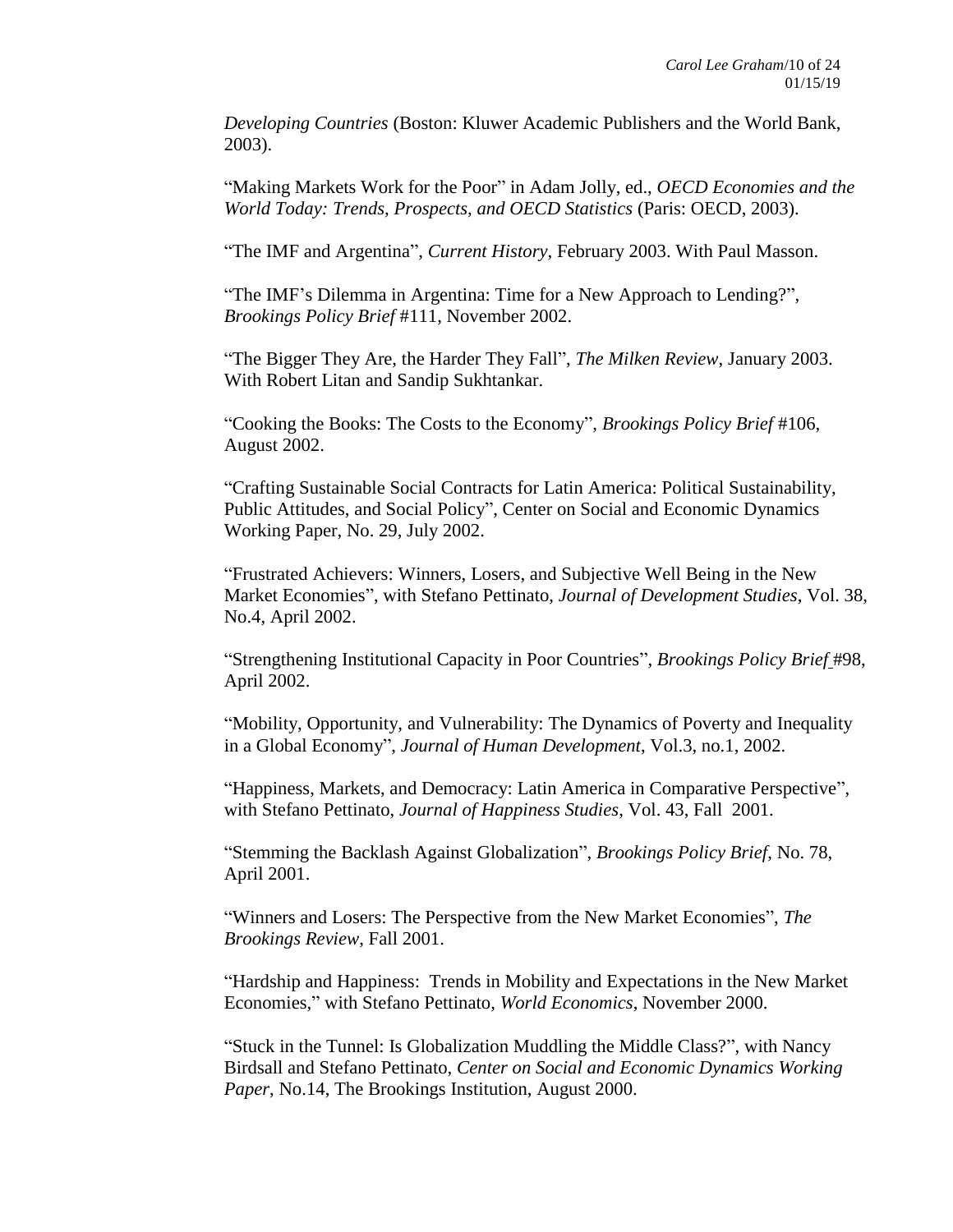*Developing Countries* (Boston: Kluwer Academic Publishers and the World Bank, 2003).

"Making Markets Work for the Poor" in Adam Jolly, ed., *OECD Economies and the World Today: Trends, Prospects, and OECD Statistics* (Paris: OECD, 2003).

"The IMF and Argentina", *Current History*, February 2003. With Paul Masson.

"The IMF's Dilemma in Argentina: Time for a New Approach to Lending?", *Brookings Policy Brief* #111, November 2002.

"The Bigger They Are, the Harder They Fall", *The Milken Review*, January 2003. With Robert Litan and Sandip Sukhtankar.

"Cooking the Books: The Costs to the Economy", *Brookings Policy Brief* #106, August 2002.

"Crafting Sustainable Social Contracts for Latin America: Political Sustainability, Public Attitudes, and Social Policy", Center on Social and Economic Dynamics Working Paper, No. 29, July 2002.

"Frustrated Achievers: Winners, Losers, and Subjective Well Being in the New Market Economies", with Stefano Pettinato, *Journal of Development Studies*, Vol. 38, No.4, April 2002.

"Strengthening Institutional Capacity in Poor Countries", *Brookings Policy Brief* #98, April 2002.

"Mobility, Opportunity, and Vulnerability: The Dynamics of Poverty and Inequality in a Global Economy", *Journal of Human Development*, Vol.3, no.1, 2002.

"Happiness, Markets, and Democracy: Latin America in Comparative Perspective", with Stefano Pettinato, *Journal of Happiness Studies*, Vol. 43, Fall 2001.

"Stemming the Backlash Against Globalization", *Brookings Policy Brief*, No. 78, April 2001.

"Winners and Losers: The Perspective from the New Market Economies", *The Brookings Review*, Fall 2001.

"Hardship and Happiness: Trends in Mobility and Expectations in the New Market Economies," with Stefano Pettinato, *World Economics*, November 2000.

"Stuck in the Tunnel: Is Globalization Muddling the Middle Class?", with Nancy Birdsall and Stefano Pettinato, *Center on Social and Economic Dynamics Working Paper*, No.14, The Brookings Institution, August 2000.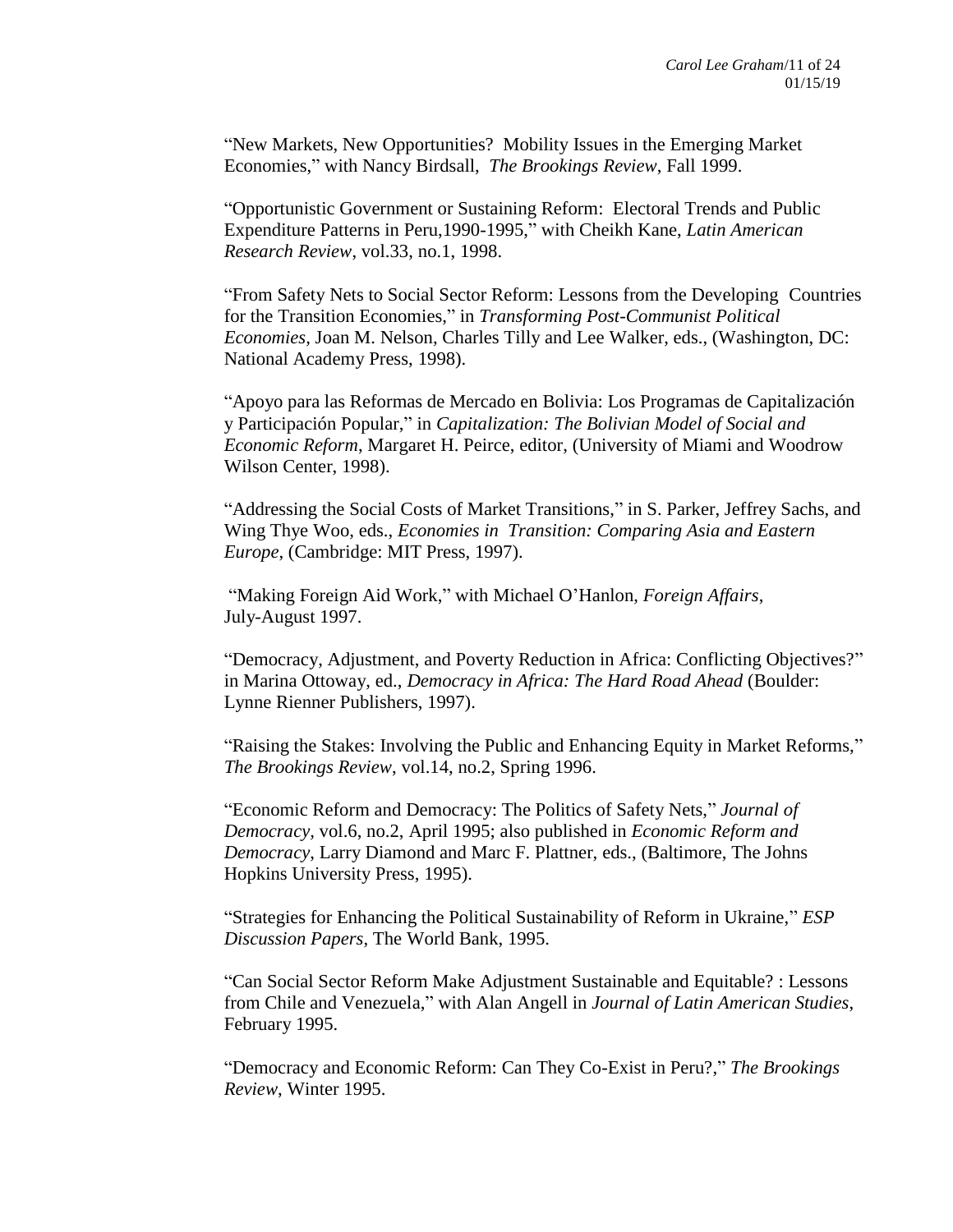"New Markets, New Opportunities? Mobility Issues in the Emerging Market Economies," with Nancy Birdsall, *The Brookings Review*, Fall 1999.

"Opportunistic Government or Sustaining Reform: Electoral Trends and Public Expenditure Patterns in Peru,1990-1995," with Cheikh Kane, *Latin American Research Review*, vol.33, no.1, 1998.

"From Safety Nets to Social Sector Reform: Lessons from the Developing Countries for the Transition Economies," in *Transforming Post-Communist Political Economies*, Joan M. Nelson, Charles Tilly and Lee Walker, eds., (Washington, DC: National Academy Press, 1998).

"Apoyo para las Reformas de Mercado en Bolivia: Los Programas de Capitalización y Participación Popular," in *Capitalization: The Bolivian Model of Social and Economic Reform*, Margaret H. Peirce, editor, (University of Miami and Woodrow Wilson Center, 1998).

"Addressing the Social Costs of Market Transitions," in S. Parker, Jeffrey Sachs, and Wing Thye Woo, eds., *Economies in Transition: Comparing Asia and Eastern Europe*, (Cambridge: MIT Press, 1997).

"Making Foreign Aid Work," with Michael O'Hanlon, *Foreign Affairs*, July-August 1997.

"Democracy, Adjustment, and Poverty Reduction in Africa: Conflicting Objectives?" in Marina Ottoway, ed., *Democracy in Africa: The Hard Road Ahead* (Boulder: Lynne Rienner Publishers, 1997).

"Raising the Stakes: Involving the Public and Enhancing Equity in Market Reforms," *The Brookings Review*, vol.14, no.2, Spring 1996.

"Economic Reform and Democracy: The Politics of Safety Nets," *Journal of Democracy*, vol.6, no.2, April 1995; also published in *Economic Reform and Democracy*, Larry Diamond and Marc F. Plattner, eds., (Baltimore, The Johns Hopkins University Press, 1995).

"Strategies for Enhancing the Political Sustainability of Reform in Ukraine," *ESP Discussion Papers*, The World Bank, 1995.

"Can Social Sector Reform Make Adjustment Sustainable and Equitable? : Lessons from Chile and Venezuela," with Alan Angell in *Journal of Latin American Studies*, February 1995.

"Democracy and Economic Reform: Can They Co-Exist in Peru?," *The Brookings Review*, Winter 1995.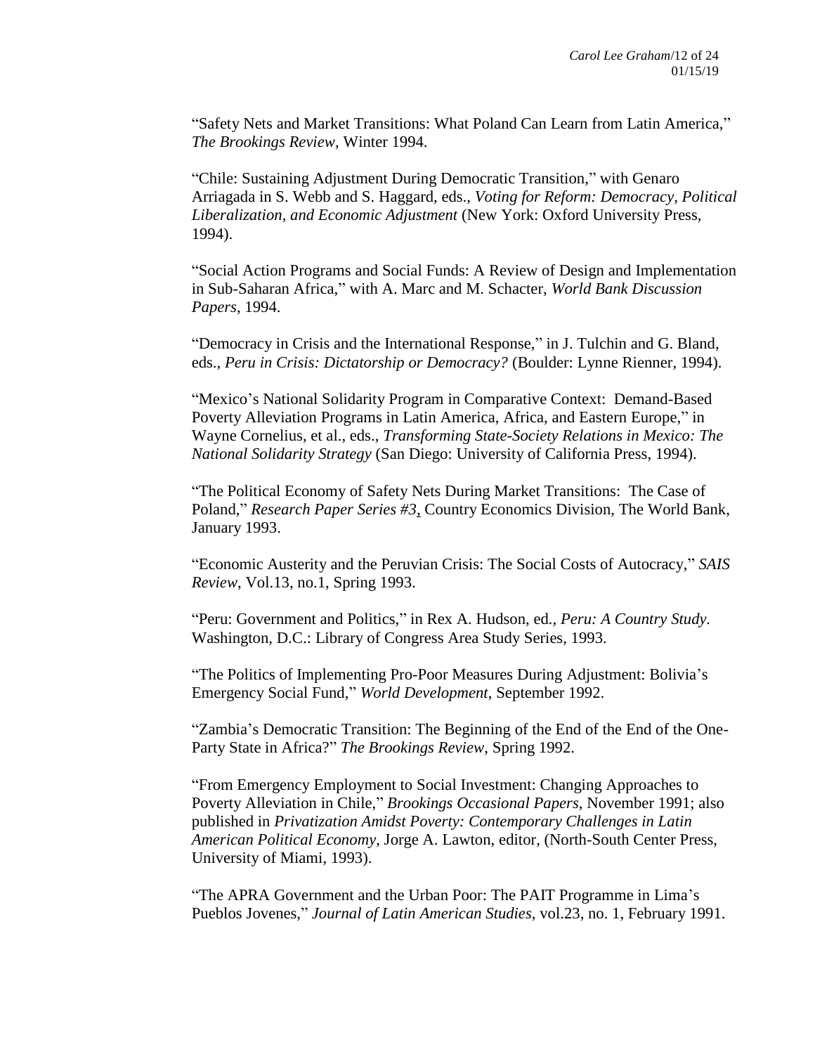"Safety Nets and Market Transitions: What Poland Can Learn from Latin America," *The Brookings Review*, Winter 1994.

"Chile: Sustaining Adjustment During Democratic Transition," with Genaro Arriagada in S. Webb and S. Haggard, eds., *Voting for Reform: Democracy, Political Liberalization, and Economic Adjustment* (New York: Oxford University Press, 1994).

"Social Action Programs and Social Funds: A Review of Design and Implementation in Sub-Saharan Africa," with A. Marc and M. Schacter, *World Bank Discussion Papers*, 1994.

"Democracy in Crisis and the International Response," in J. Tulchin and G. Bland, eds., *Peru in Crisis: Dictatorship or Democracy?* (Boulder: Lynne Rienner, 1994).

"Mexico's National Solidarity Program in Comparative Context: Demand-Based Poverty Alleviation Programs in Latin America, Africa, and Eastern Europe," in Wayne Cornelius, et al., eds., *Transforming State-Society Relations in Mexico: The National Solidarity Strategy* (San Diego: University of California Press, 1994).

"The Political Economy of Safety Nets During Market Transitions: The Case of Poland," *Research Paper Series #3*, Country Economics Division, The World Bank, January 1993.

"Economic Austerity and the Peruvian Crisis: The Social Costs of Autocracy," *SAIS Review*, Vol.13, no.1, Spring 1993.

"Peru: Government and Politics," in Rex A. Hudson, ed., *Peru: A Country Study.* Washington, D.C.: Library of Congress Area Study Series, 1993.

"The Politics of Implementing Pro-Poor Measures During Adjustment: Bolivia's Emergency Social Fund," *World Development*, September 1992.

"Zambia's Democratic Transition: The Beginning of the End of the End of the One-Party State in Africa?" *The Brookings Review*, Spring 1992.

"From Emergency Employment to Social Investment: Changing Approaches to Poverty Alleviation in Chile," *Brookings Occasional Papers*, November 1991; also published in *Privatization Amidst Poverty: Contemporary Challenges in Latin American Political Economy*, Jorge A. Lawton, editor, (North-South Center Press, University of Miami, 1993).

"The APRA Government and the Urban Poor: The PAIT Programme in Lima's Pueblos Jovenes," *Journal of Latin American Studies*, vol.23, no. 1, February 1991.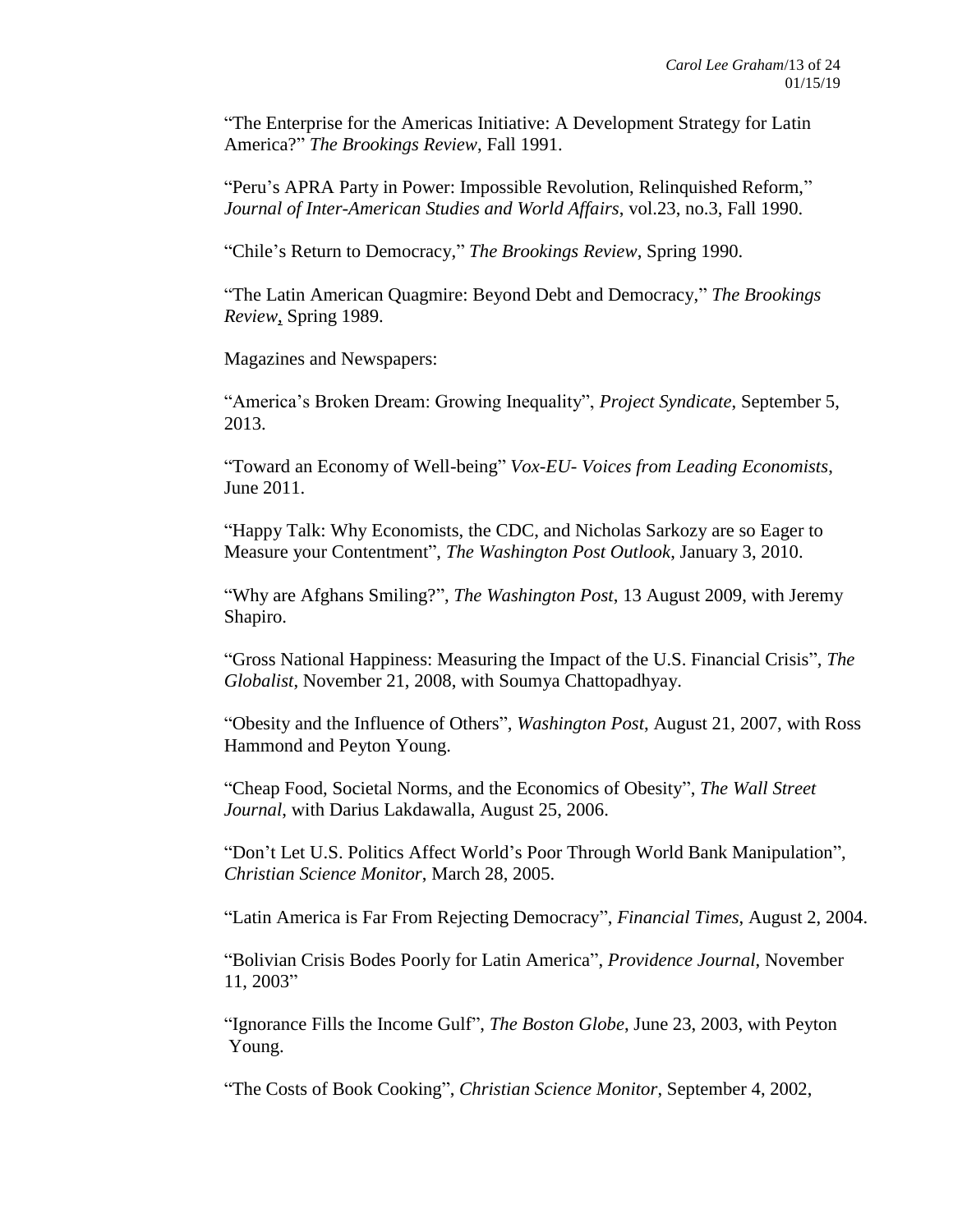"The Enterprise for the Americas Initiative: A Development Strategy for Latin America?" *The Brookings Review*, Fall 1991.

"Peru's APRA Party in Power: Impossible Revolution, Relinquished Reform," *Journal of Inter-American Studies and World Affairs*, vol.23, no.3, Fall 1990.

"Chile's Return to Democracy," *The Brookings Review*, Spring 1990.

"The Latin American Quagmire: Beyond Debt and Democracy," *The Brookings Review*, Spring 1989.

Magazines and Newspapers:

"America's Broken Dream: Growing Inequality", *Project Syndicate*, September 5, 2013.

"Toward an Economy of Well-being" *Vox-EU- Voices from Leading Economists*, June 2011.

"Happy Talk: Why Economists, the CDC, and Nicholas Sarkozy are so Eager to Measure your Contentment", *The Washington Post Outlook*, January 3, 2010.

"Why are Afghans Smiling?", *The Washington Post*, 13 August 2009, with Jeremy Shapiro.

"Gross National Happiness: Measuring the Impact of the U.S. Financial Crisis", *The Globalist*, November 21, 2008, with Soumya Chattopadhyay.

"Obesity and the Influence of Others", *Washington Post*, August 21, 2007, with Ross Hammond and Peyton Young.

"Cheap Food, Societal Norms, and the Economics of Obesity", *The Wall Street Journal*, with Darius Lakdawalla, August 25, 2006.

"Don't Let U.S. Politics Affect World's Poor Through World Bank Manipulation", *Christian Science Monitor*, March 28, 2005.

"Latin America is Far From Rejecting Democracy", *Financial Times*, August 2, 2004.

"Bolivian Crisis Bodes Poorly for Latin America", *Providence Journal*, November 11, 2003"

"Ignorance Fills the Income Gulf", *The Boston Globe*, June 23, 2003, with Peyton Young.

"The Costs of Book Cooking", *Christian Science Monitor*, September 4, 2002,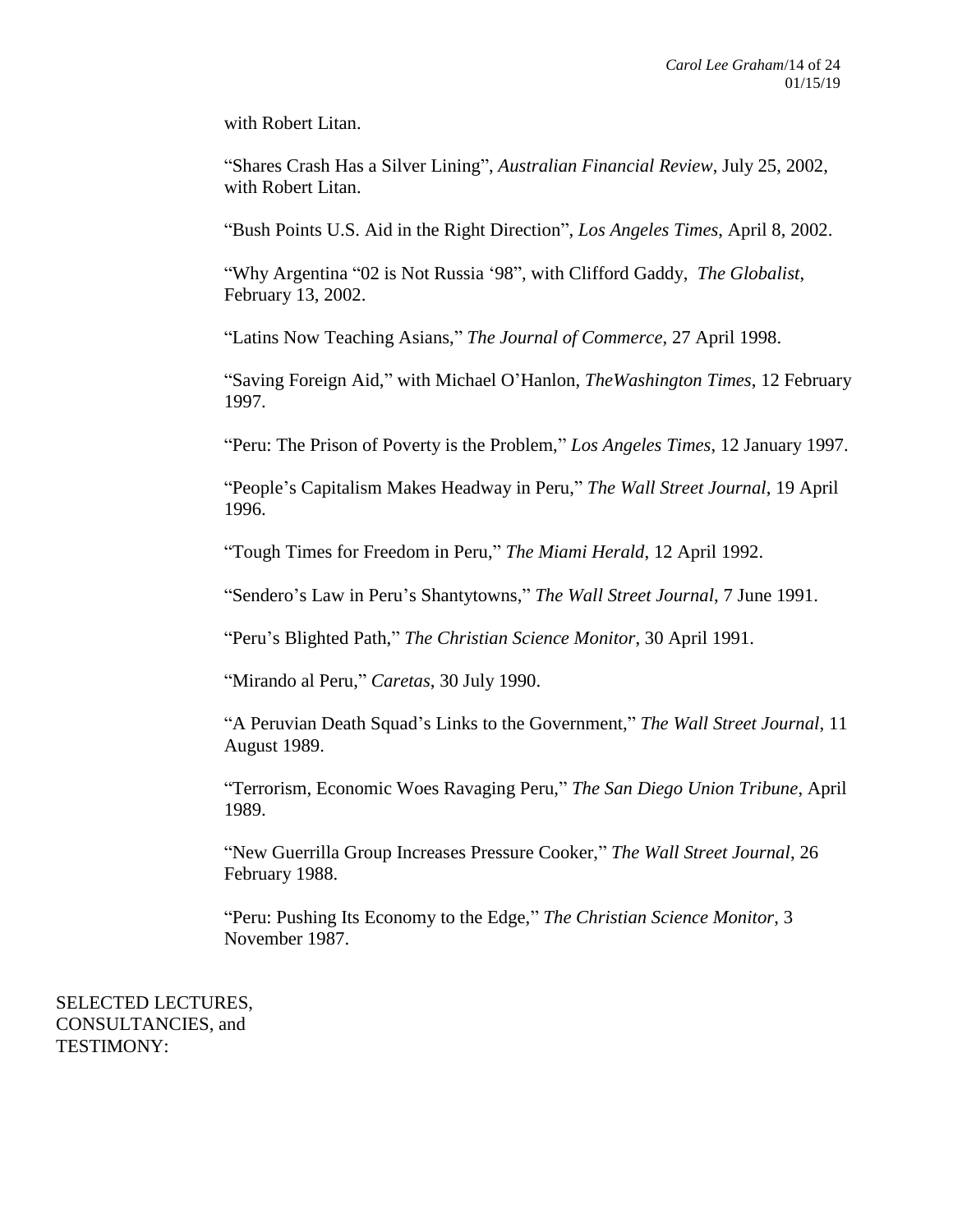with Robert Litan.

“Shares Crash Has a Silver Lining”, *Australian Financial Review*, July 25, 2002, with Robert Litan.

“Bush Points U.S. Aid in the Right Direction”, *Los Angeles Times*, April 8, 2002.

“Why Argentina “02 is Not Russia ‘98”, with Clifford Gaddy, *The Globalist*, February 13, 2002.

“Latins Now Teaching Asians,” *The Journal of Commerce*, 27 April 1998.

“Saving Foreign Aid,” with Michael O’Hanlon, *TheWashington Times*, 12 February 1997.

“Peru: The Prison of Poverty is the Problem,” *Los Angeles Times*, 12 January 1997.

“People’s Capitalism Makes Headway in Peru,” *The Wall Street Journal*, 19 April 1996.

“Tough Times for Freedom in Peru,” *The Miami Herald*, 12 April 1992.

“Sendero’s Law in Peru’s Shantytowns,” *The Wall Street Journal*, 7 June 1991.

“Peru’s Blighted Path,” *The Christian Science Monitor*, 30 April 1991.

“Mirando al Peru,” *Caretas*, 30 July 1990.

“A Peruvian Death Squad’s Links to the Government,” *The Wall Street Journal*, 11 August 1989.

“Terrorism, Economic Woes Ravaging Peru,” *The San Diego Union Tribune*, April 1989.

“New Guerrilla Group Increases Pressure Cooker,” *The Wall Street Journal*, 26 February 1988.

“Peru: Pushing Its Economy to the Edge,” *The Christian Science Monitor*, 3 November 1987.

SELECTED LECTURES, CONSULTANCIES, and TESTIMONY: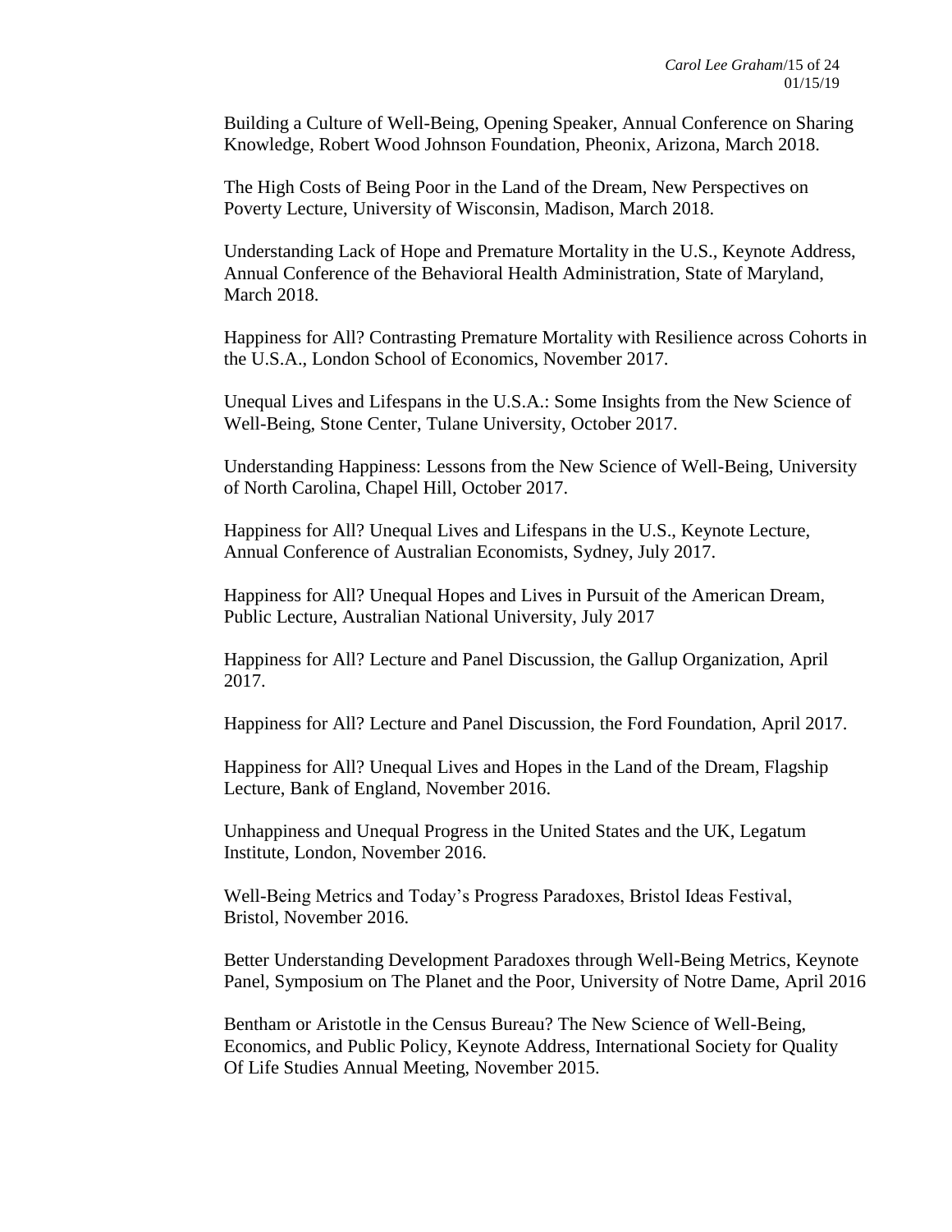Building a Culture of Well-Being, Opening Speaker, Annual Conference on Sharing Knowledge, Robert Wood Johnson Foundation, Pheonix, Arizona, March 2018.

The High Costs of Being Poor in the Land of the Dream, New Perspectives on Poverty Lecture, University of Wisconsin, Madison, March 2018.

Understanding Lack of Hope and Premature Mortality in the U.S., Keynote Address, Annual Conference of the Behavioral Health Administration, State of Maryland, March 2018.

Happiness for All? Contrasting Premature Mortality with Resilience across Cohorts in the U.S.A., London School of Economics, November 2017.

Unequal Lives and Lifespans in the U.S.A.: Some Insights from the New Science of Well-Being, Stone Center, Tulane University, October 2017.

Understanding Happiness: Lessons from the New Science of Well-Being, University of North Carolina, Chapel Hill, October 2017.

Happiness for All? Unequal Lives and Lifespans in the U.S., Keynote Lecture, Annual Conference of Australian Economists, Sydney, July 2017.

Happiness for All? Unequal Hopes and Lives in Pursuit of the American Dream, Public Lecture, Australian National University, July 2017

Happiness for All? Lecture and Panel Discussion, the Gallup Organization, April 2017.

Happiness for All? Lecture and Panel Discussion, the Ford Foundation, April 2017.

Happiness for All? Unequal Lives and Hopes in the Land of the Dream, Flagship Lecture, Bank of England, November 2016.

Unhappiness and Unequal Progress in the United States and the UK, Legatum Institute, London, November 2016.

Well-Being Metrics and Today's Progress Paradoxes, Bristol Ideas Festival, Bristol, November 2016.

Better Understanding Development Paradoxes through Well-Being Metrics, Keynote Panel, Symposium on The Planet and the Poor, University of Notre Dame, April 2016

Bentham or Aristotle in the Census Bureau? The New Science of Well-Being, Economics, and Public Policy, Keynote Address, International Society for Quality Of Life Studies Annual Meeting, November 2015.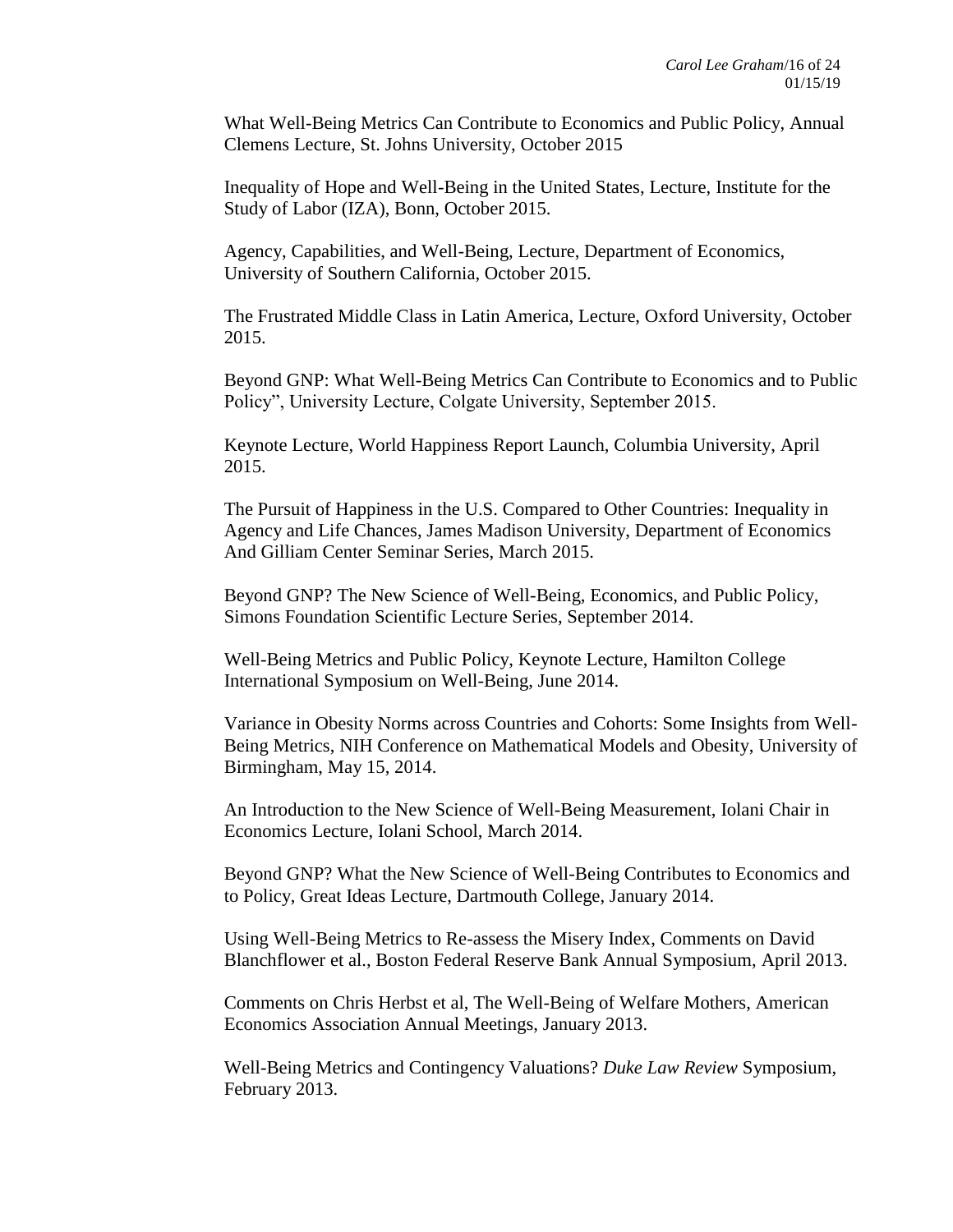What Well-Being Metrics Can Contribute to Economics and Public Policy, Annual Clemens Lecture, St. Johns University, October 2015

Inequality of Hope and Well-Being in the United States, Lecture, Institute for the Study of Labor (IZA), Bonn, October 2015.

Agency, Capabilities, and Well-Being, Lecture, Department of Economics, University of Southern California, October 2015.

The Frustrated Middle Class in Latin America, Lecture, Oxford University, October 2015.

Beyond GNP: What Well-Being Metrics Can Contribute to Economics and to Public Policy", University Lecture, Colgate University, September 2015.

Keynote Lecture, World Happiness Report Launch, Columbia University, April 2015.

The Pursuit of Happiness in the U.S. Compared to Other Countries: Inequality in Agency and Life Chances, James Madison University, Department of Economics And Gilliam Center Seminar Series, March 2015.

Beyond GNP? The New Science of Well-Being, Economics, and Public Policy, Simons Foundation Scientific Lecture Series, September 2014.

Well-Being Metrics and Public Policy, Keynote Lecture, Hamilton College International Symposium on Well-Being, June 2014.

Variance in Obesity Norms across Countries and Cohorts: Some Insights from Well-Being Metrics, NIH Conference on Mathematical Models and Obesity, University of Birmingham, May 15, 2014.

An Introduction to the New Science of Well-Being Measurement, Iolani Chair in Economics Lecture, Iolani School, March 2014.

Beyond GNP? What the New Science of Well-Being Contributes to Economics and to Policy, Great Ideas Lecture, Dartmouth College, January 2014.

Using Well-Being Metrics to Re-assess the Misery Index, Comments on David Blanchflower et al., Boston Federal Reserve Bank Annual Symposium, April 2013.

Comments on Chris Herbst et al, The Well-Being of Welfare Mothers, American Economics Association Annual Meetings, January 2013.

Well-Being Metrics and Contingency Valuations? *Duke Law Review* Symposium, February 2013.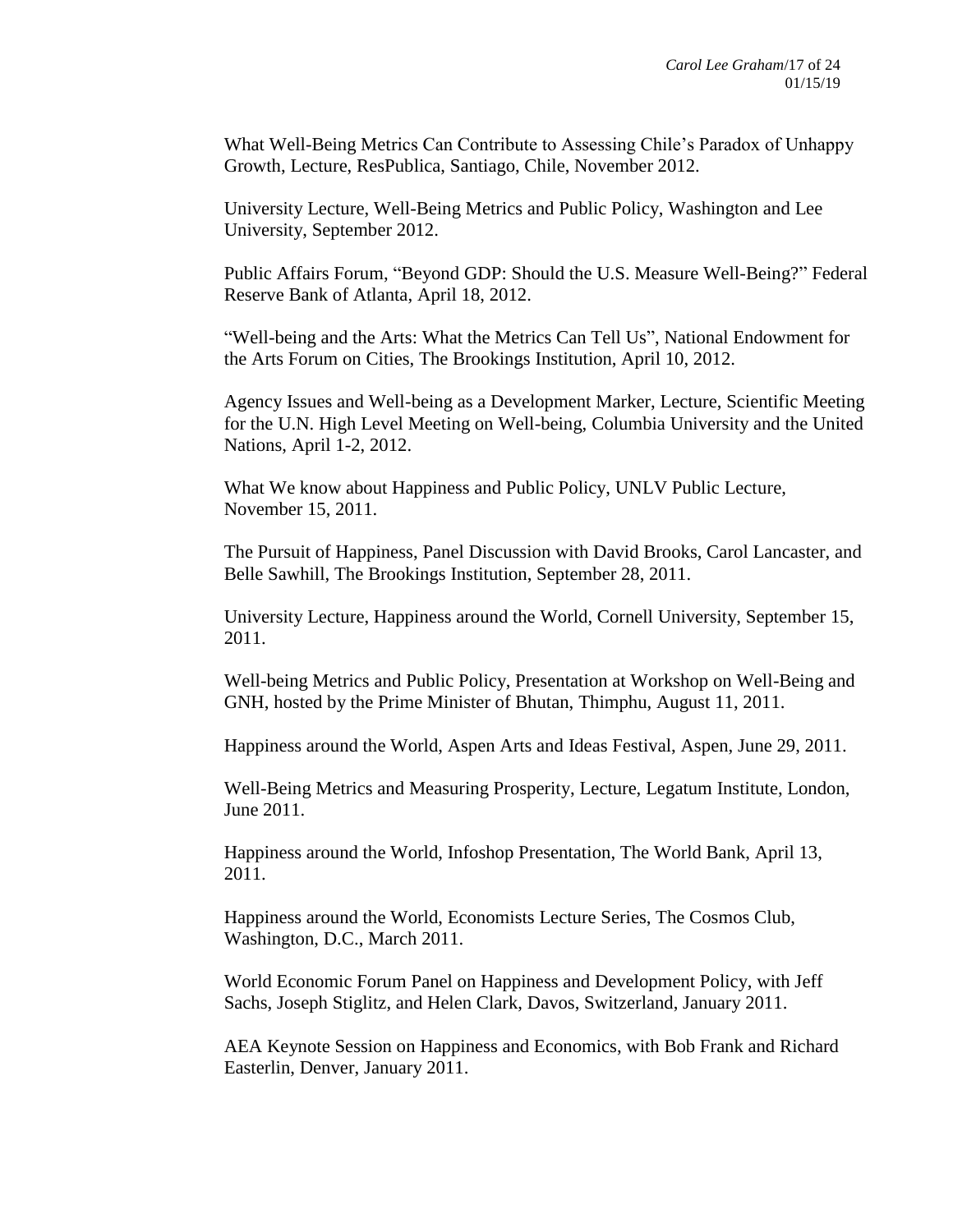What Well-Being Metrics Can Contribute to Assessing Chile's Paradox of Unhappy Growth, Lecture, ResPublica, Santiago, Chile, November 2012.

University Lecture, Well-Being Metrics and Public Policy, Washington and Lee University, September 2012.

Public Affairs Forum, "Beyond GDP: Should the U.S. Measure Well-Being?" Federal Reserve Bank of Atlanta, April 18, 2012.

"Well-being and the Arts: What the Metrics Can Tell Us", National Endowment for the Arts Forum on Cities, The Brookings Institution, April 10, 2012.

Agency Issues and Well-being as a Development Marker, Lecture, Scientific Meeting for the U.N. High Level Meeting on Well-being, Columbia University and the United Nations, April 1-2, 2012.

What We know about Happiness and Public Policy, UNLV Public Lecture, November 15, 2011.

The Pursuit of Happiness, Panel Discussion with David Brooks, Carol Lancaster, and Belle Sawhill, The Brookings Institution, September 28, 2011.

University Lecture, Happiness around the World, Cornell University, September 15, 2011.

Well-being Metrics and Public Policy, Presentation at Workshop on Well-Being and GNH, hosted by the Prime Minister of Bhutan, Thimphu, August 11, 2011.

Happiness around the World, Aspen Arts and Ideas Festival, Aspen, June 29, 2011.

Well-Being Metrics and Measuring Prosperity, Lecture, Legatum Institute, London, June 2011.

Happiness around the World, Infoshop Presentation, The World Bank, April 13, 2011.

Happiness around the World, Economists Lecture Series, The Cosmos Club, Washington, D.C., March 2011.

World Economic Forum Panel on Happiness and Development Policy, with Jeff Sachs, Joseph Stiglitz, and Helen Clark, Davos, Switzerland, January 2011.

AEA Keynote Session on Happiness and Economics, with Bob Frank and Richard Easterlin, Denver, January 2011.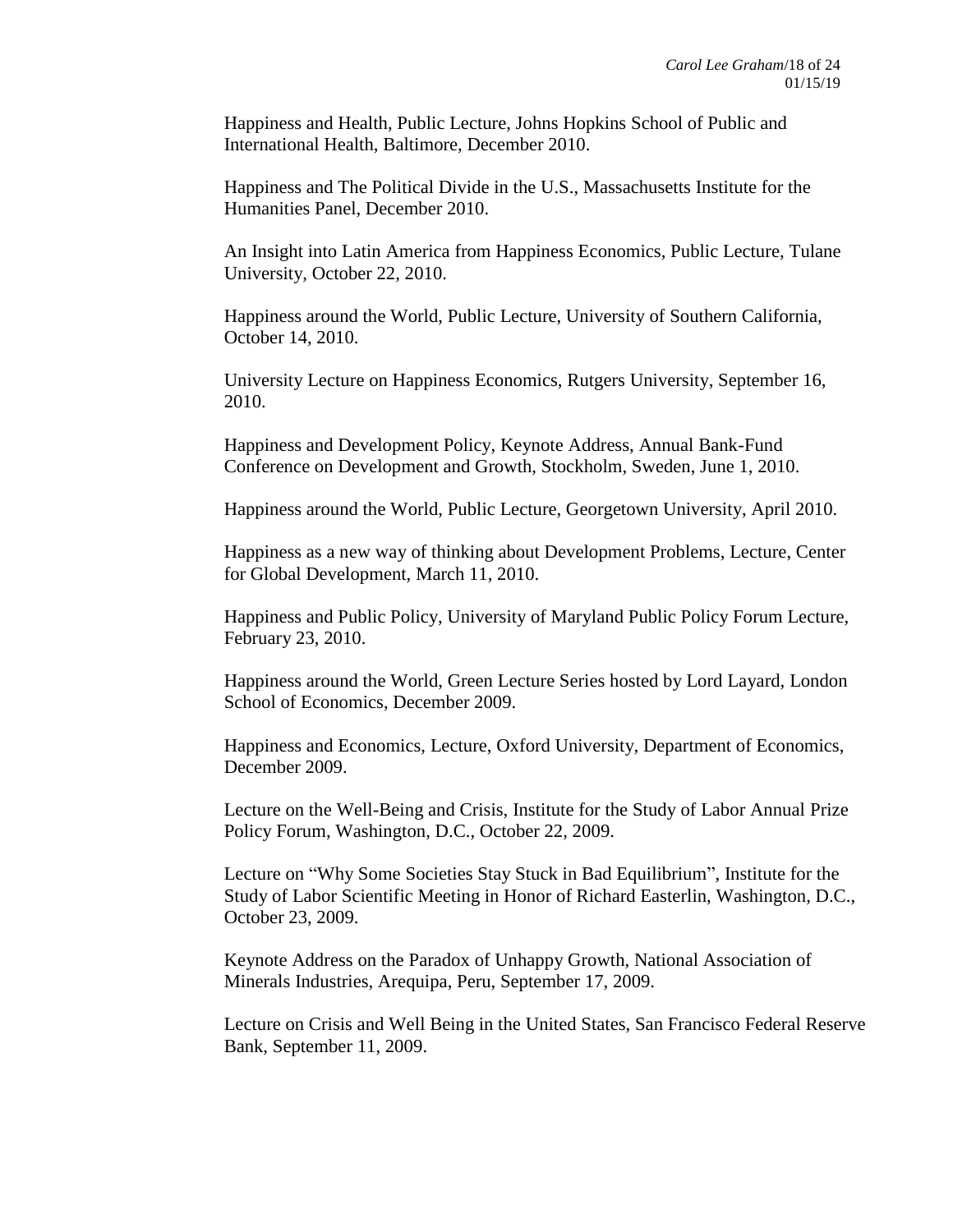Happiness and Health, Public Lecture, Johns Hopkins School of Public and International Health, Baltimore, December 2010.

Happiness and The Political Divide in the U.S., Massachusetts Institute for the Humanities Panel, December 2010.

An Insight into Latin America from Happiness Economics, Public Lecture, Tulane University, October 22, 2010.

Happiness around the World, Public Lecture, University of Southern California, October 14, 2010.

University Lecture on Happiness Economics, Rutgers University, September 16, 2010.

Happiness and Development Policy, Keynote Address, Annual Bank-Fund Conference on Development and Growth, Stockholm, Sweden, June 1, 2010.

Happiness around the World, Public Lecture, Georgetown University, April 2010.

Happiness as a new way of thinking about Development Problems, Lecture, Center for Global Development, March 11, 2010.

Happiness and Public Policy, University of Maryland Public Policy Forum Lecture, February 23, 2010.

Happiness around the World, Green Lecture Series hosted by Lord Layard, London School of Economics, December 2009.

Happiness and Economics, Lecture, Oxford University, Department of Economics, December 2009.

Lecture on the Well-Being and Crisis, Institute for the Study of Labor Annual Prize Policy Forum, Washington, D.C., October 22, 2009.

Lecture on "Why Some Societies Stay Stuck in Bad Equilibrium", Institute for the Study of Labor Scientific Meeting in Honor of Richard Easterlin, Washington, D.C., October 23, 2009.

Keynote Address on the Paradox of Unhappy Growth, National Association of Minerals Industries, Arequipa, Peru, September 17, 2009.

Lecture on Crisis and Well Being in the United States, San Francisco Federal Reserve Bank, September 11, 2009.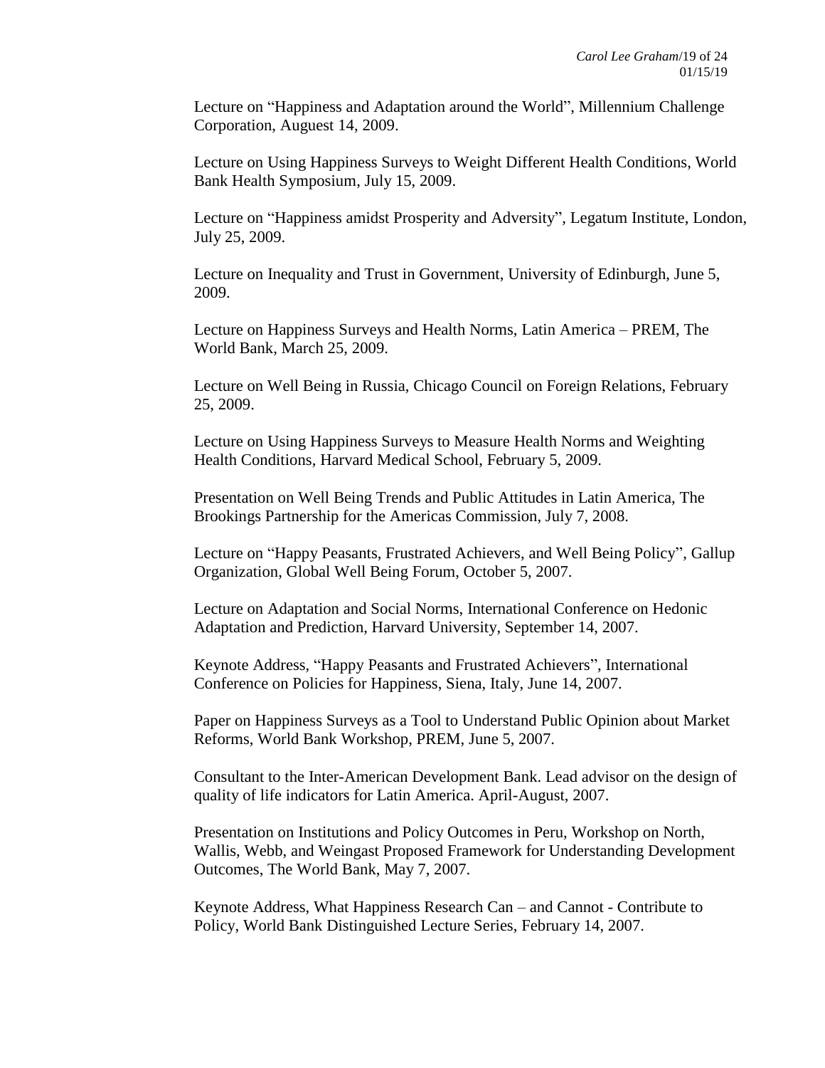Lecture on “Happiness and Adaptation around the World”, Millennium Challenge Corporation, Auguest 14, 2009.

Lecture on Using Happiness Surveys to Weight Different Health Conditions, World Bank Health Symposium, July 15, 2009.

Lecture on “Happiness amidst Prosperity and Adversity”, Legatum Institute, London, July 25, 2009.

Lecture on Inequality and Trust in Government, University of Edinburgh, June 5, 2009.

Lecture on Happiness Surveys and Health Norms, Latin America – PREM, The World Bank, March 25, 2009.

Lecture on Well Being in Russia, Chicago Council on Foreign Relations, February 25, 2009.

Lecture on Using Happiness Surveys to Measure Health Norms and Weighting Health Conditions, Harvard Medical School, February 5, 2009.

Presentation on Well Being Trends and Public Attitudes in Latin America, The Brookings Partnership for the Americas Commission, July 7, 2008.

Lecture on “Happy Peasants, Frustrated Achievers, and Well Being Policy”, Gallup Organization, Global Well Being Forum, October 5, 2007.

Lecture on Adaptation and Social Norms, International Conference on Hedonic Adaptation and Prediction, Harvard University, September 14, 2007.

Keynote Address, “Happy Peasants and Frustrated Achievers”, International Conference on Policies for Happiness, Siena, Italy, June 14, 2007.

Paper on Happiness Surveys as a Tool to Understand Public Opinion about Market Reforms, World Bank Workshop, PREM, June 5, 2007.

Consultant to the Inter-American Development Bank. Lead advisor on the design of quality of life indicators for Latin America. April-August, 2007.

Presentation on Institutions and Policy Outcomes in Peru, Workshop on North, Wallis, Webb, and Weingast Proposed Framework for Understanding Development Outcomes, The World Bank, May 7, 2007.

Keynote Address, What Happiness Research Can – and Cannot - Contribute to Policy, World Bank Distinguished Lecture Series, February 14, 2007.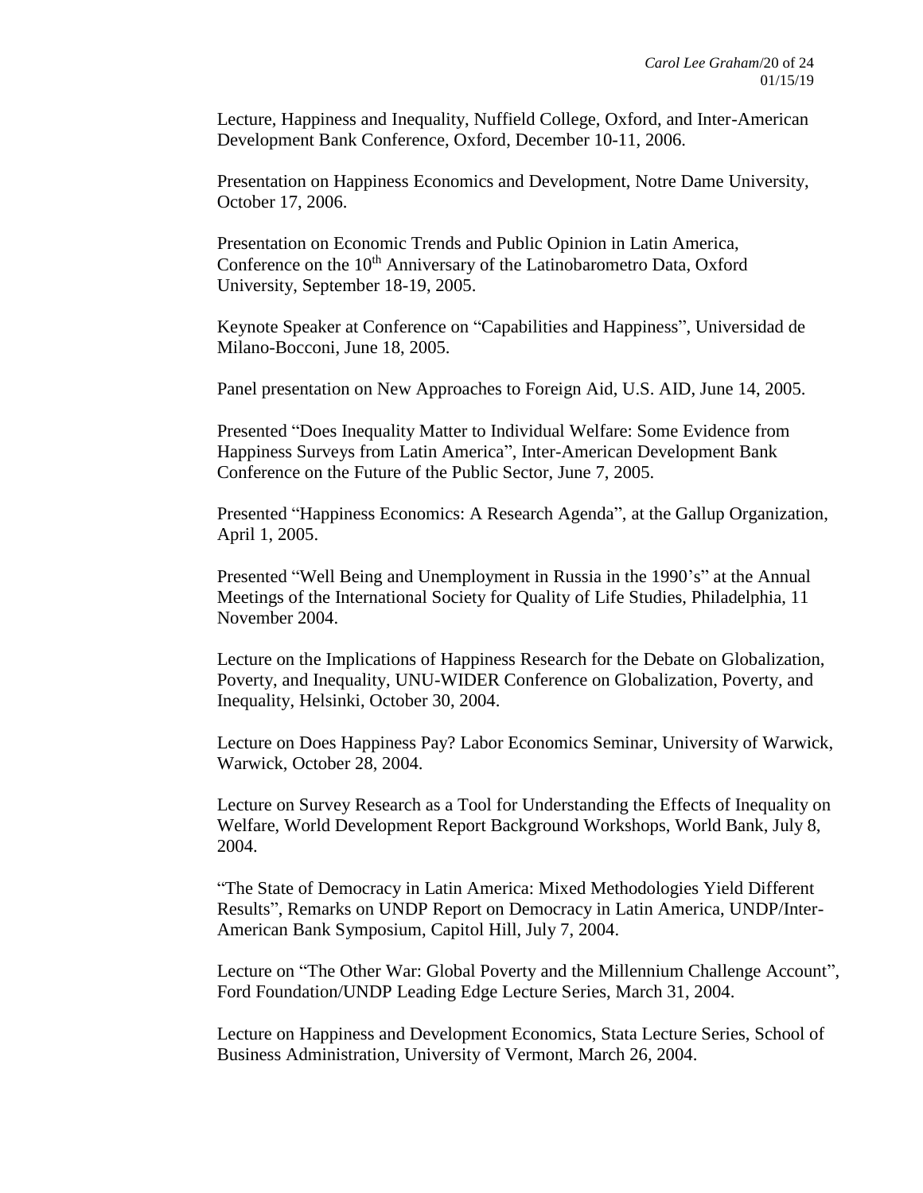Lecture, Happiness and Inequality, Nuffield College, Oxford, and Inter-American Development Bank Conference, Oxford, December 10-11, 2006.

Presentation on Happiness Economics and Development, Notre Dame University, October 17, 2006.

Presentation on Economic Trends and Public Opinion in Latin America, Conference on the 10th Anniversary of the Latinobarometro Data, Oxford University, September 18-19, 2005.

Keynote Speaker at Conference on “Capabilities and Happiness”, Universidad de Milano-Bocconi, June 18, 2005.

Panel presentation on New Approaches to Foreign Aid, U.S. AID, June 14, 2005.

Presented “Does Inequality Matter to Individual Welfare: Some Evidence from Happiness Surveys from Latin America”, Inter-American Development Bank Conference on the Future of the Public Sector, June 7, 2005.

Presented “Happiness Economics: A Research Agenda”, at the Gallup Organization, April 1, 2005.

Presented “Well Being and Unemployment in Russia in the 1990’s” at the Annual Meetings of the International Society for Quality of Life Studies, Philadelphia, 11 November 2004.

Lecture on the Implications of Happiness Research for the Debate on Globalization, Poverty, and Inequality, UNU-WIDER Conference on Globalization, Poverty, and Inequality, Helsinki, October 30, 2004.

Lecture on Does Happiness Pay? Labor Economics Seminar, University of Warwick, Warwick, October 28, 2004.

Lecture on Survey Research as a Tool for Understanding the Effects of Inequality on Welfare, World Development Report Background Workshops, World Bank, July 8, 2004.

“The State of Democracy in Latin America: Mixed Methodologies Yield Different Results”, Remarks on UNDP Report on Democracy in Latin America, UNDP/Inter-American Bank Symposium, Capitol Hill, July 7, 2004.

Lecture on “The Other War: Global Poverty and the Millennium Challenge Account”, Ford Foundation/UNDP Leading Edge Lecture Series, March 31, 2004.

Lecture on Happiness and Development Economics, Stata Lecture Series, School of Business Administration, University of Vermont, March 26, 2004.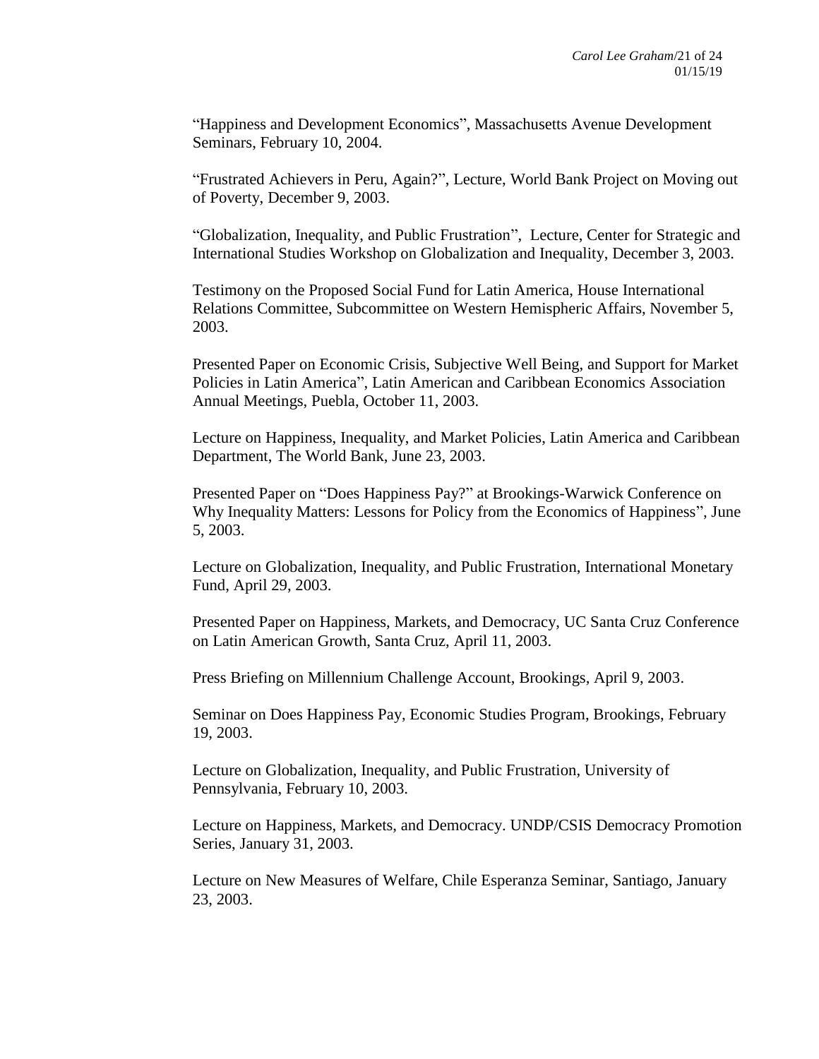"Happiness and Development Economics", Massachusetts Avenue Development Seminars, February 10, 2004.

"Frustrated Achievers in Peru, Again?", Lecture, World Bank Project on Moving out of Poverty, December 9, 2003.

"Globalization, Inequality, and Public Frustration", Lecture, Center for Strategic and International Studies Workshop on Globalization and Inequality, December 3, 2003.

Testimony on the Proposed Social Fund for Latin America, House International Relations Committee, Subcommittee on Western Hemispheric Affairs, November 5, 2003.

Presented Paper on Economic Crisis, Subjective Well Being, and Support for Market Policies in Latin America", Latin American and Caribbean Economics Association Annual Meetings, Puebla, October 11, 2003.

Lecture on Happiness, Inequality, and Market Policies, Latin America and Caribbean Department, The World Bank, June 23, 2003.

Presented Paper on "Does Happiness Pay?" at Brookings-Warwick Conference on Why Inequality Matters: Lessons for Policy from the Economics of Happiness", June 5, 2003.

Lecture on Globalization, Inequality, and Public Frustration, International Monetary Fund, April 29, 2003.

Presented Paper on Happiness, Markets, and Democracy, UC Santa Cruz Conference on Latin American Growth, Santa Cruz, April 11, 2003.

Press Briefing on Millennium Challenge Account, Brookings, April 9, 2003.

Seminar on Does Happiness Pay, Economic Studies Program, Brookings, February 19, 2003.

Lecture on Globalization, Inequality, and Public Frustration, University of Pennsylvania, February 10, 2003.

Lecture on Happiness, Markets, and Democracy. UNDP/CSIS Democracy Promotion Series, January 31, 2003.

Lecture on New Measures of Welfare, Chile Esperanza Seminar, Santiago, January 23, 2003.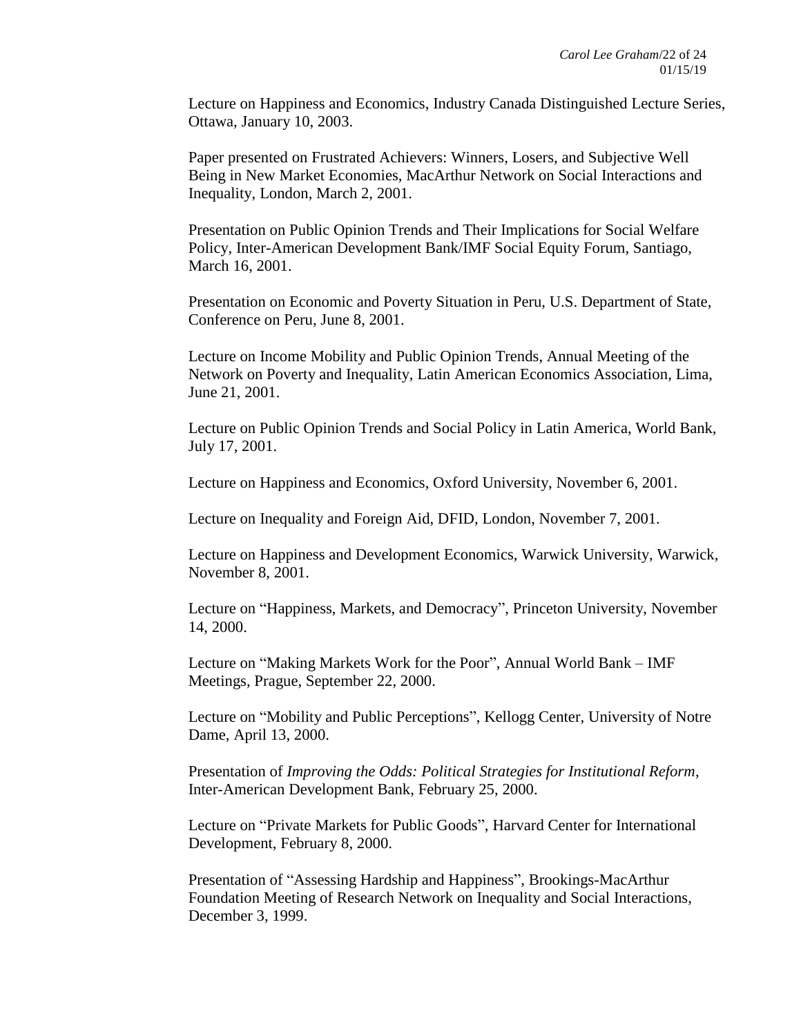Lecture on Happiness and Economics, Industry Canada Distinguished Lecture Series, Ottawa, January 10, 2003.

Paper presented on Frustrated Achievers: Winners, Losers, and Subjective Well Being in New Market Economies, MacArthur Network on Social Interactions and Inequality, London, March 2, 2001.

Presentation on Public Opinion Trends and Their Implications for Social Welfare Policy, Inter-American Development Bank/IMF Social Equity Forum, Santiago, March 16, 2001.

Presentation on Economic and Poverty Situation in Peru, U.S. Department of State, Conference on Peru, June 8, 2001.

Lecture on Income Mobility and Public Opinion Trends, Annual Meeting of the Network on Poverty and Inequality, Latin American Economics Association, Lima, June 21, 2001.

Lecture on Public Opinion Trends and Social Policy in Latin America, World Bank, July 17, 2001.

Lecture on Happiness and Economics, Oxford University, November 6, 2001.

Lecture on Inequality and Foreign Aid, DFID, London, November 7, 2001.

Lecture on Happiness and Development Economics, Warwick University, Warwick, November 8, 2001.

Lecture on "Happiness, Markets, and Democracy", Princeton University, November 14, 2000.

Lecture on "Making Markets Work for the Poor", Annual World Bank – IMF Meetings, Prague, September 22, 2000.

Lecture on "Mobility and Public Perceptions", Kellogg Center, University of Notre Dame, April 13, 2000.

Presentation of *Improving the Odds: Political Strategies for Institutional Reform*, Inter-American Development Bank, February 25, 2000.

Lecture on "Private Markets for Public Goods", Harvard Center for International Development, February 8, 2000.

Presentation of "Assessing Hardship and Happiness", Brookings-MacArthur Foundation Meeting of Research Network on Inequality and Social Interactions, December 3, 1999.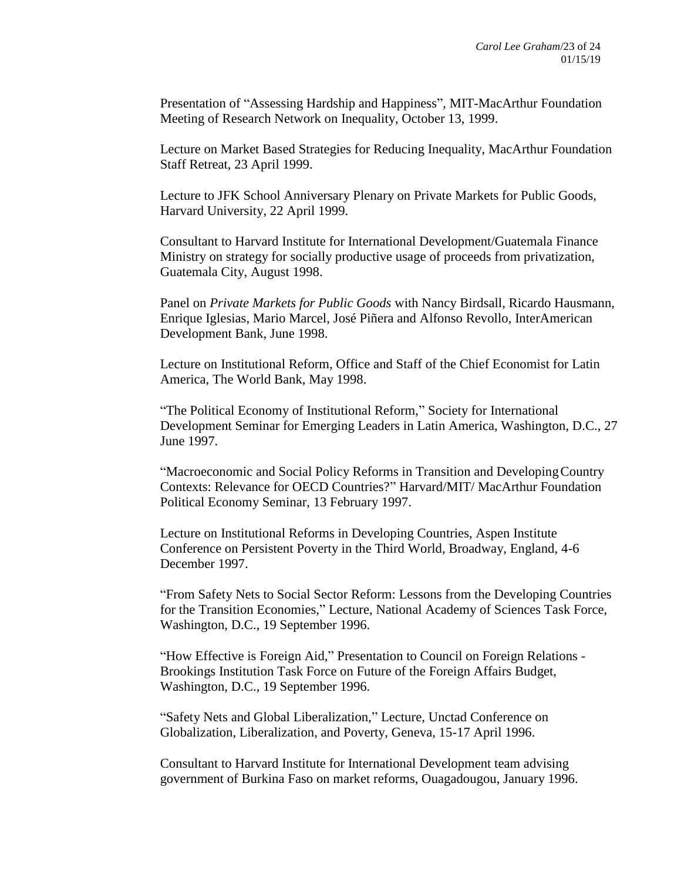Presentation of "Assessing Hardship and Happiness", MIT-MacArthur Foundation Meeting of Research Network on Inequality, October 13, 1999.

Lecture on Market Based Strategies for Reducing Inequality, MacArthur Foundation Staff Retreat, 23 April 1999.

Lecture to JFK School Anniversary Plenary on Private Markets for Public Goods, Harvard University, 22 April 1999.

Consultant to Harvard Institute for International Development/Guatemala Finance Ministry on strategy for socially productive usage of proceeds from privatization, Guatemala City, August 1998.

Panel on *Private Markets for Public Goods* with Nancy Birdsall, Ricardo Hausmann, Enrique Iglesias, Mario Marcel, José Piñera and Alfonso Revollo, InterAmerican Development Bank, June 1998.

Lecture on Institutional Reform, Office and Staff of the Chief Economist for Latin America, The World Bank, May 1998.

"The Political Economy of Institutional Reform," Society for International Development Seminar for Emerging Leaders in Latin America, Washington, D.C., 27 June 1997.

"Macroeconomic and Social Policy Reforms in Transition and Developing Country Contexts: Relevance for OECD Countries?" Harvard/MIT/ MacArthur Foundation Political Economy Seminar, 13 February 1997.

Lecture on Institutional Reforms in Developing Countries, Aspen Institute Conference on Persistent Poverty in the Third World, Broadway, England, 4-6 December 1997.

"From Safety Nets to Social Sector Reform: Lessons from the Developing Countries for the Transition Economies," Lecture, National Academy of Sciences Task Force, Washington, D.C., 19 September 1996.

"How Effective is Foreign Aid," Presentation to Council on Foreign Relations - Brookings Institution Task Force on Future of the Foreign Affairs Budget, Washington, D.C., 19 September 1996.

"Safety Nets and Global Liberalization," Lecture, Unctad Conference on Globalization, Liberalization, and Poverty, Geneva, 15-17 April 1996.

Consultant to Harvard Institute for International Development team advising government of Burkina Faso on market reforms, Ouagadougou, January 1996.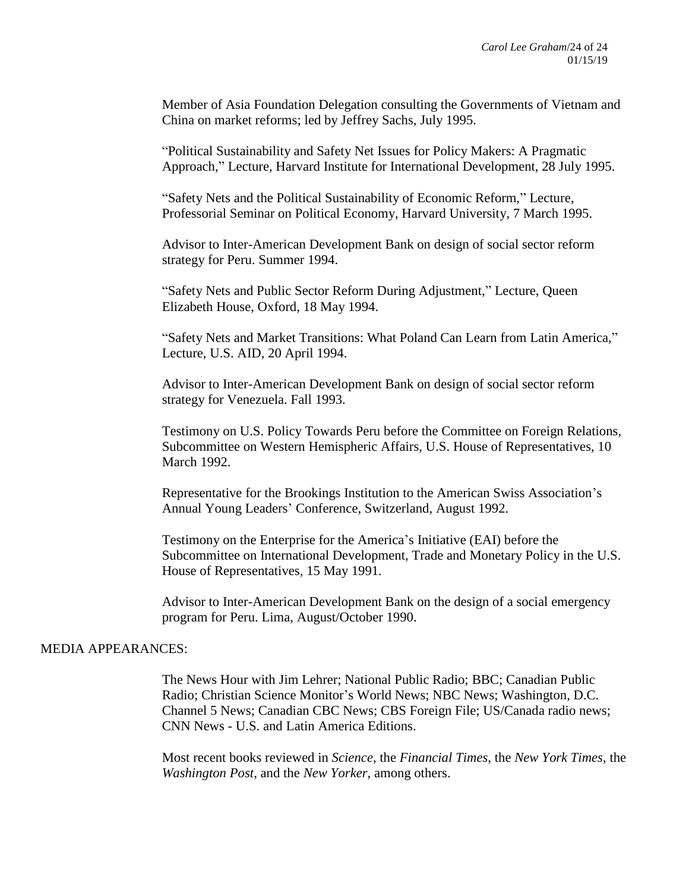Member of Asia Foundation Delegation consulting the Governments of Vietnam and China on market reforms; led by Jeffrey Sachs, July 1995.

"Political Sustainability and Safety Net Issues for Policy Makers: A Pragmatic Approach," Lecture, Harvard Institute for International Development, 28 July 1995.

"Safety Nets and the Political Sustainability of Economic Reform," Lecture, Professorial Seminar on Political Economy, Harvard University, 7 March 1995.

Advisor to Inter-American Development Bank on design of social sector reform strategy for Peru. Summer 1994.

"Safety Nets and Public Sector Reform During Adjustment," Lecture, Queen Elizabeth House, Oxford, 18 May 1994.

"Safety Nets and Market Transitions: What Poland Can Learn from Latin America," Lecture, U.S. AID, 20 April 1994.

Advisor to Inter-American Development Bank on design of social sector reform strategy for Venezuela. Fall 1993.

Testimony on U.S. Policy Towards Peru before the Committee on Foreign Relations, Subcommittee on Western Hemispheric Affairs, U.S. House of Representatives, 10 March 1992.

Representative for the Brookings Institution to the American Swiss Association's Annual Young Leaders' Conference, Switzerland, August 1992.

Testimony on the Enterprise for the America's Initiative (EAI) before the Subcommittee on International Development, Trade and Monetary Policy in the U.S. House of Representatives, 15 May 1991.

Advisor to Inter-American Development Bank on the design of a social emergency program for Peru. Lima, August/October 1990.

MEDIA APPEARANCES:

The News Hour with Jim Lehrer; National Public Radio; BBC; Canadian Public Radio; Christian Science Monitor's World News; NBC News; Washington, D.C. Channel 5 News; Canadian CBC News; CBS Foreign File; US/Canada radio news; CNN News - U.S. and Latin America Editions.

Most recent books reviewed in *Science*, the *Financial Times*, the *New York Times*, the *Washington Post*, and the *New Yorker*, among others.